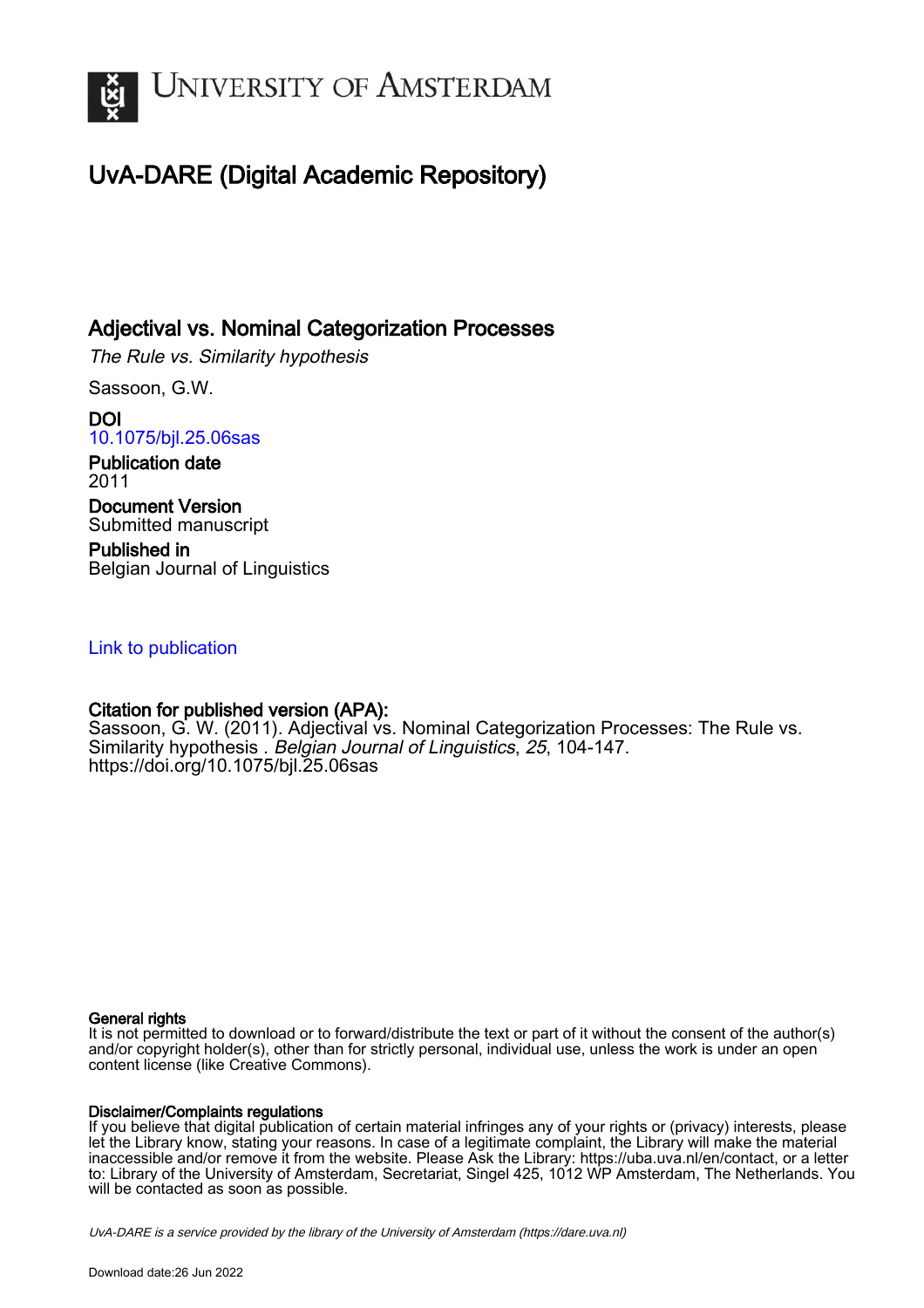UvA-DARE (Digital Academic Repository)

# Adjectival vs. Nominal Categorization Processes

*The Rule vs. Similarity hypothesis*

Sassoon, G.W.

**DOI**
10.1075/bjl.25.06sas

**Publication date**
2011

**Document Version**
Submitted manuscript

**Published in**
Belgian Journal of Linguistics

Link to publication

**Citation for published version (APA):**
Sassoon, G. W. (2011). Adjectival vs. Nominal Categorization Processes: The Rule vs. Similarity hypothesis . *Belgian Journal of Linguistics*, *25*, 104-147. https://doi.org/10.1075/bjl.25.06sas

**General rights**
It is not permitted to download or to forward/distribute the text or part of it without the consent of the author(s) and/or copyright holder(s), other than for strictly personal, individual use, unless the work is under an open content license (like Creative Commons).

**Disclaimer/Complaints regulations**
If you believe that digital publication of certain material infringes any of your rights or (privacy) interests, please let the Library know, stating your reasons. In case of a legitimate complaint, the Library will make the material inaccessible and/or remove it from the website. Please Ask the Library: https://uba.uva.nl/en/contact, or a letter to: Library of the University of Amsterdam, Secretariat, Singel 425, 1012 WP Amsterdam, The Netherlands. You will be contacted as soon as possible.

*UvA-DARE is a service provided by the library of the University of Amsterdam (https://dare.uva.nl)*

Download date:26 Jun 2022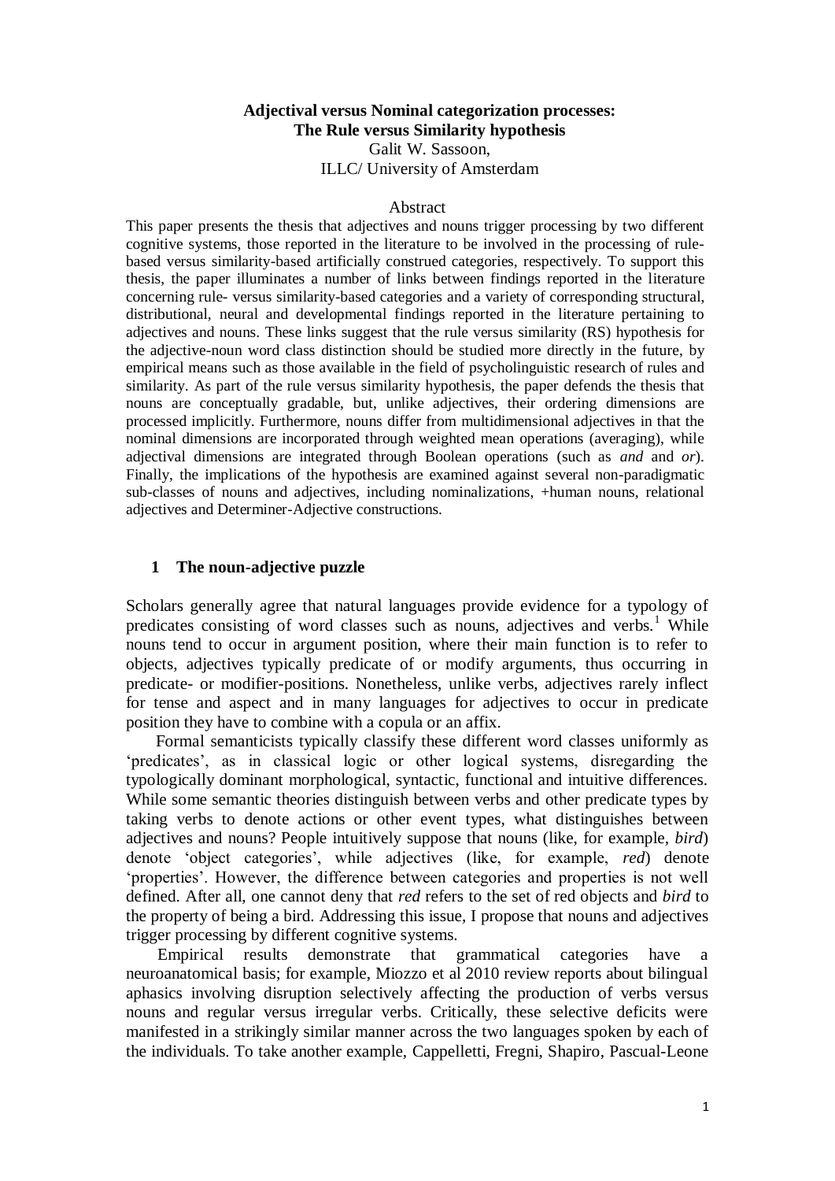**Adjectival versus Nominal categorization processes:**
**The Rule versus Similarity hypothesis**

Galit W. Sassoon,
ILLC/ University of Amsterdam

Abstract

This paper presents the thesis that adjectives and nouns trigger processing by two different cognitive systems, those reported in the literature to be involved in the processing of rule-based versus similarity-based artificially construed categories, respectively. To support this thesis, the paper illuminates a number of links between findings reported in the literature concerning rule- versus similarity-based categories and a variety of corresponding structural, distributional, neural and developmental findings reported in the literature pertaining to adjectives and nouns. These links suggest that the rule versus similarity (RS) hypothesis for the adjective-noun word class distinction should be studied more directly in the future, by empirical means such as those available in the field of psycholinguistic research of rules and similarity. As part of the rule versus similarity hypothesis, the paper defends the thesis that nouns are conceptually gradable, but, unlike adjectives, their ordering dimensions are processed implicitly. Furthermore, nouns differ from multidimensional adjectives in that the nominal dimensions are incorporated through weighted mean operations (averaging), while adjectival dimensions are integrated through Boolean operations (such as *and* and *or*). Finally, the implications of the hypothesis are examined against several non-paradigmatic sub-classes of nouns and adjectives, including nominalizations, +human nouns, relational adjectives and Determiner-Adjective constructions.

## 1 The noun-adjective puzzle

Scholars generally agree that natural languages provide evidence for a typology of predicates consisting of word classes such as nouns, adjectives and verbs.[1] While nouns tend to occur in argument position, where their main function is to refer to objects, adjectives typically predicate of or modify arguments, thus occurring in predicate- or modifier-positions. Nonetheless, unlike verbs, adjectives rarely inflect for tense and aspect and in many languages for adjectives to occur in predicate position they have to combine with a copula or an affix.

Formal semanticists typically classify these different word classes uniformly as 'predicates', as in classical logic or other logical systems, disregarding the typologically dominant morphological, syntactic, functional and intuitive differences. While some semantic theories distinguish between verbs and other predicate types by taking verbs to denote actions or other event types, what distinguishes between adjectives and nouns? People intuitively suppose that nouns (like, for example, *bird*) denote 'object categories', while adjectives (like, for example, *red*) denote 'properties'. However, the difference between categories and properties is not well defined. After all, one cannot deny that *red* refers to the set of red objects and *bird* to the property of being a bird. Addressing this issue, I propose that nouns and adjectives trigger processing by different cognitive systems.

Empirical results demonstrate that grammatical categories have a neuroanatomical basis; for example, Miozzo et al 2010 review reports about bilingual aphasics involving disruption selectively affecting the production of verbs versus nouns and regular versus irregular verbs. Critically, these selective deficits were manifested in a strikingly similar manner across the two languages spoken by each of the individuals. To take another example, Cappelletti, Fregni, Shapiro, Pascual-Leone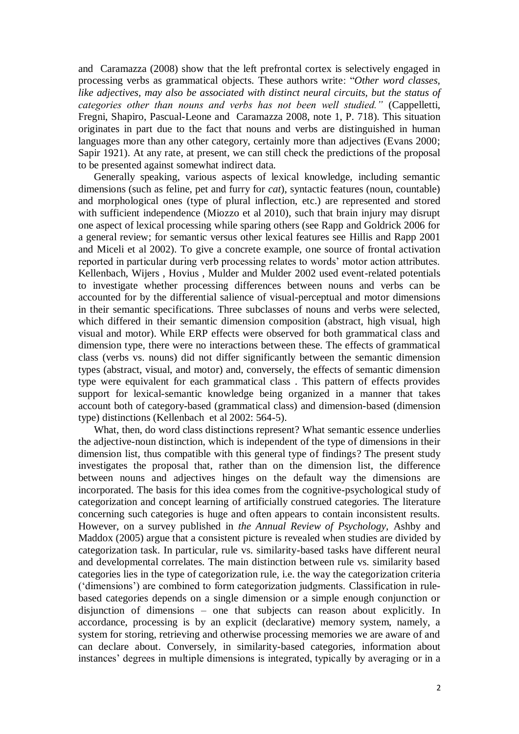and Caramazza (2008) show that the left prefrontal cortex is selectively engaged in processing verbs as grammatical objects. These authors write: "*Other word classes, like adjectives, may also be associated with distinct neural circuits, but the status of categories other than nouns and verbs has not been well studied."* (Cappelletti, Fregni, Shapiro, Pascual-Leone and Caramazza 2008, note 1, P. 718). This situation originates in part due to the fact that nouns and verbs are distinguished in human languages more than any other category, certainly more than adjectives (Evans 2000; Sapir 1921). At any rate, at present, we can still check the predictions of the proposal to be presented against somewhat indirect data.

Generally speaking, various aspects of lexical knowledge, including semantic dimensions (such as feline, pet and furry for *cat*), syntactic features (noun, countable) and morphological ones (type of plural inflection, etc.) are represented and stored with sufficient independence (Miozzo et al 2010), such that brain injury may disrupt one aspect of lexical processing while sparing others (see Rapp and Goldrick 2006 for a general review; for semantic versus other lexical features see Hillis and Rapp 2001 and Miceli et al 2002). To give a concrete example, one source of frontal activation reported in particular during verb processing relates to words' motor action attributes. Kellenbach, Wijers , Hovius , Mulder and Mulder 2002 used event-related potentials to investigate whether processing differences between nouns and verbs can be accounted for by the differential salience of visual-perceptual and motor dimensions in their semantic specifications. Three subclasses of nouns and verbs were selected, which differed in their semantic dimension composition (abstract, high visual, high visual and motor). While ERP effects were observed for both grammatical class and dimension type, there were no interactions between these. The effects of grammatical class (verbs vs. nouns) did not differ significantly between the semantic dimension types (abstract, visual, and motor) and, conversely, the effects of semantic dimension type were equivalent for each grammatical class . This pattern of effects provides support for lexical-semantic knowledge being organized in a manner that takes account both of category-based (grammatical class) and dimension-based (dimension type) distinctions (Kellenbach et al 2002: 564-5).

What, then, do word class distinctions represent? What semantic essence underlies the adjective-noun distinction, which is independent of the type of dimensions in their dimension list, thus compatible with this general type of findings? The present study investigates the proposal that, rather than on the dimension list, the difference between nouns and adjectives hinges on the default way the dimensions are incorporated. The basis for this idea comes from the cognitive-psychological study of categorization and concept learning of artificially construed categories. The literature concerning such categories is huge and often appears to contain inconsistent results. However, on a survey published in *the Annual Review of Psychology*, Ashby and Maddox (2005) argue that a consistent picture is revealed when studies are divided by categorization task. In particular, rule vs. similarity-based tasks have different neural and developmental correlates. The main distinction between rule vs. similarity based categories lies in the type of categorization rule, i.e. the way the categorization criteria ('dimensions') are combined to form categorization judgments. Classification in rule-based categories depends on a single dimension or a simple enough conjunction or disjunction of dimensions – one that subjects can reason about explicitly. In accordance, processing is by an explicit (declarative) memory system, namely, a system for storing, retrieving and otherwise processing memories we are aware of and can declare about. Conversely, in similarity-based categories, information about instances' degrees in multiple dimensions is integrated, typically by averaging or in a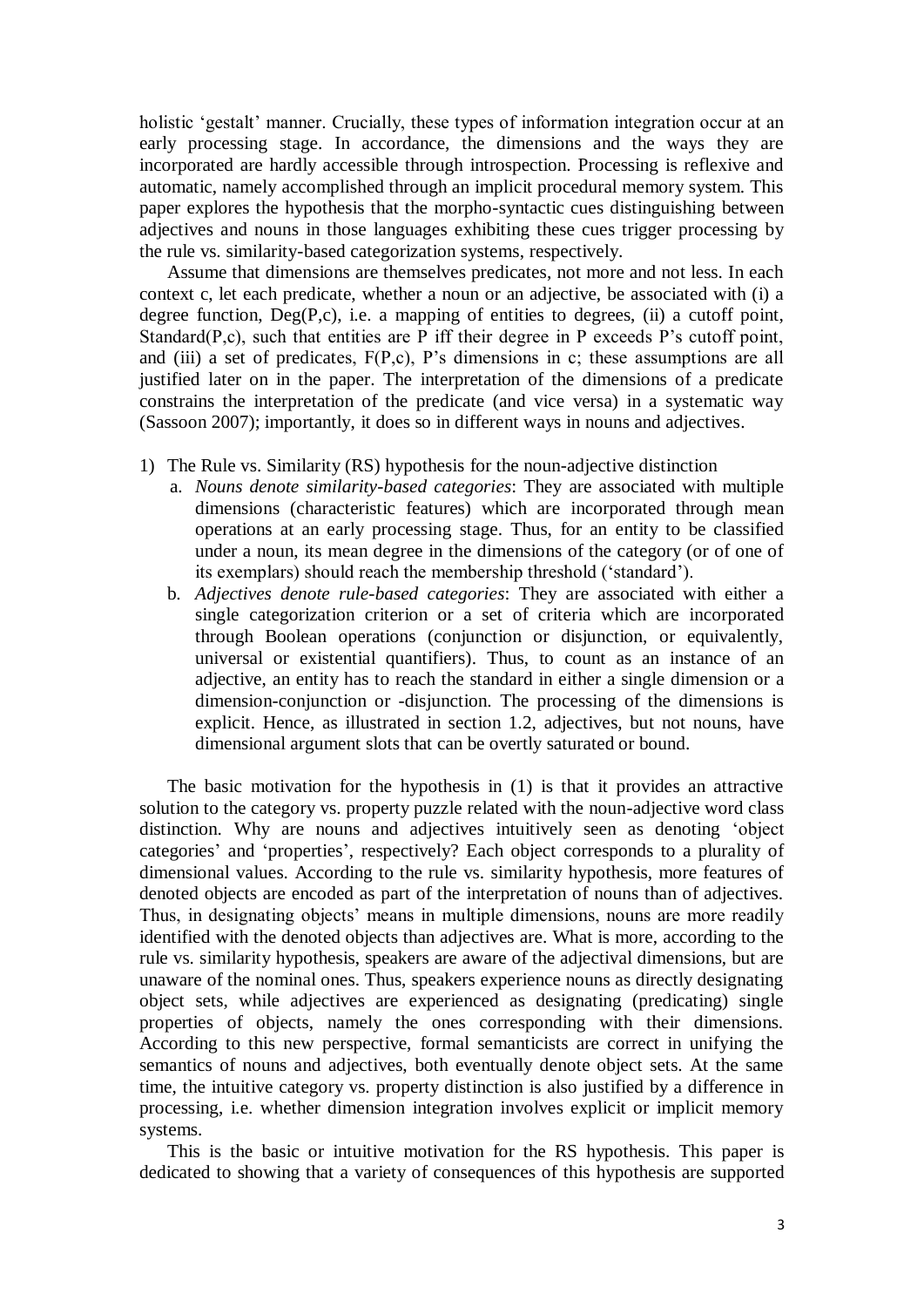holistic 'gestalt' manner. Crucially, these types of information integration occur at an early processing stage. In accordance, the dimensions and the ways they are incorporated are hardly accessible through introspection. Processing is reflexive and automatic, namely accomplished through an implicit procedural memory system. This paper explores the hypothesis that the morpho-syntactic cues distinguishing between adjectives and nouns in those languages exhibiting these cues trigger processing by the rule vs. similarity-based categorization systems, respectively.

Assume that dimensions are themselves predicates, not more and not less. In each context c, let each predicate, whether a noun or an adjective, be associated with (i) a degree function, Deg(P,c), i.e. a mapping of entities to degrees, (ii) a cutoff point, Standard(P,c), such that entities are P iff their degree in P exceeds P's cutoff point, and (iii) a set of predicates, F(P,c), P's dimensions in c; these assumptions are all justified later on in the paper. The interpretation of the dimensions of a predicate constrains the interpretation of the predicate (and vice versa) in a systematic way (Sassoon 2007); importantly, it does so in different ways in nouns and adjectives.

1) The Rule vs. Similarity (RS) hypothesis for the noun-adjective distinction
   a. *Nouns denote similarity-based categories*: They are associated with multiple dimensions (characteristic features) which are incorporated through mean operations at an early processing stage. Thus, for an entity to be classified under a noun, its mean degree in the dimensions of the category (or of one of its exemplars) should reach the membership threshold ('standard').
   b. *Adjectives denote rule-based categories*: They are associated with either a single categorization criterion or a set of criteria which are incorporated through Boolean operations (conjunction or disjunction, or equivalently, universal or existential quantifiers). Thus, to count as an instance of an adjective, an entity has to reach the standard in either a single dimension or a dimension-conjunction or -disjunction. The processing of the dimensions is explicit. Hence, as illustrated in section 1.2, adjectives, but not nouns, have dimensional argument slots that can be overtly saturated or bound.

The basic motivation for the hypothesis in (1) is that it provides an attractive solution to the category vs. property puzzle related with the noun-adjective word class distinction. Why are nouns and adjectives intuitively seen as denoting 'object categories' and 'properties', respectively? Each object corresponds to a plurality of dimensional values. According to the rule vs. similarity hypothesis, more features of denoted objects are encoded as part of the interpretation of nouns than of adjectives. Thus, in designating objects' means in multiple dimensions, nouns are more readily identified with the denoted objects than adjectives are. What is more, according to the rule vs. similarity hypothesis, speakers are aware of the adjectival dimensions, but are unaware of the nominal ones. Thus, speakers experience nouns as directly designating object sets, while adjectives are experienced as designating (predicating) single properties of objects, namely the ones corresponding with their dimensions. According to this new perspective, formal semanticists are correct in unifying the semantics of nouns and adjectives, both eventually denote object sets. At the same time, the intuitive category vs. property distinction is also justified by a difference in processing, i.e. whether dimension integration involves explicit or implicit memory systems.

This is the basic or intuitive motivation for the RS hypothesis. This paper is dedicated to showing that a variety of consequences of this hypothesis are supported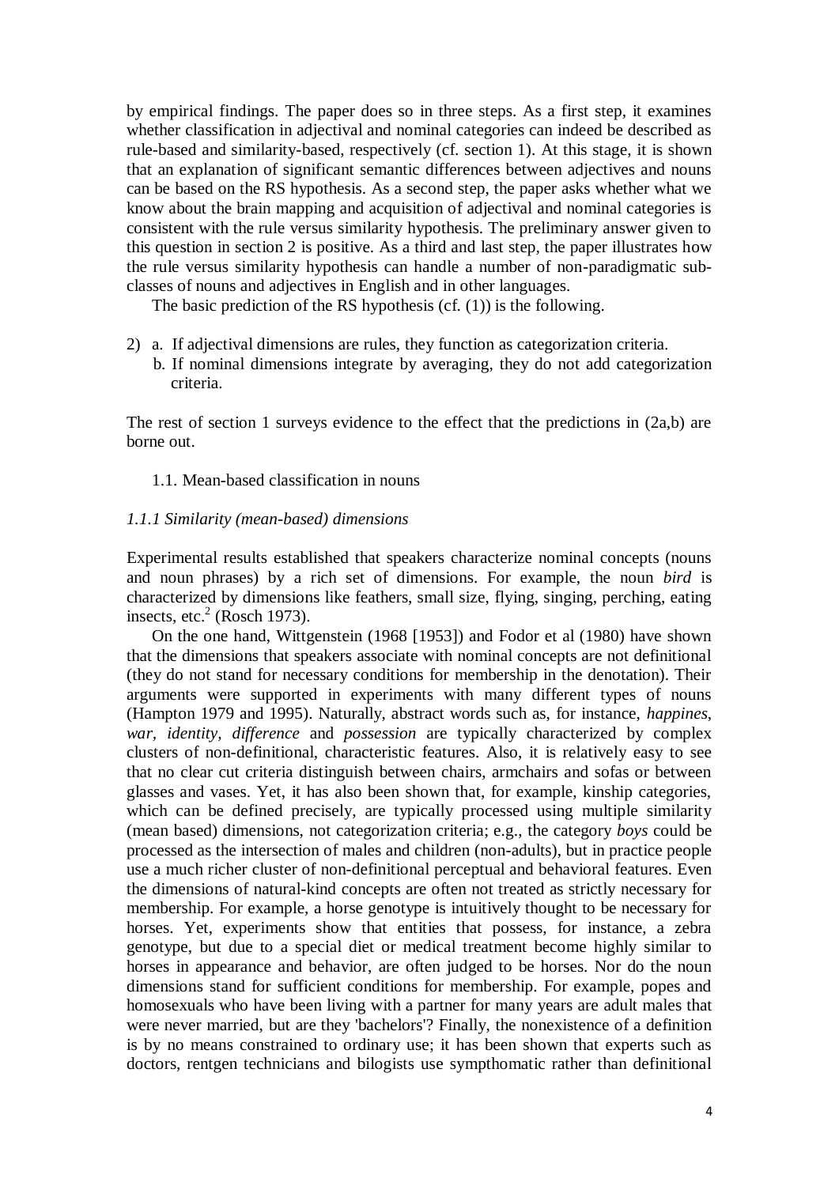by empirical findings. The paper does so in three steps. As a first step, it examines whether classification in adjectival and nominal categories can indeed be described as rule-based and similarity-based, respectively (cf. section 1). At this stage, it is shown that an explanation of significant semantic differences between adjectives and nouns can be based on the RS hypothesis. As a second step, the paper asks whether what we know about the brain mapping and acquisition of adjectival and nominal categories is consistent with the rule versus similarity hypothesis. The preliminary answer given to this question in section 2 is positive. As a third and last step, the paper illustrates how the rule versus similarity hypothesis can handle a number of non-paradigmatic sub-classes of nouns and adjectives in English and in other languages.

The basic prediction of the RS hypothesis (cf. (1)) is the following.

2) a. If adjectival dimensions are rules, they function as categorization criteria.
   b. If nominal dimensions integrate by averaging, they do not add categorization criteria.

The rest of section 1 surveys evidence to the effect that the predictions in (2a,b) are borne out.

## 1.1. Mean-based classification in nouns

### *1.1.1 Similarity (mean-based) dimensions*

Experimental results established that speakers characterize nominal concepts (nouns and noun phrases) by a rich set of dimensions. For example, the noun *bird* is characterized by dimensions like feathers, small size, flying, singing, perching, eating insects, etc.[2] (Rosch 1973).

On the one hand, Wittgenstein (1968 [1953]) and Fodor et al (1980) have shown that the dimensions that speakers associate with nominal concepts are not definitional (they do not stand for necessary conditions for membership in the denotation). Their arguments were supported in experiments with many different types of nouns (Hampton 1979 and 1995). Naturally, abstract words such as, for instance, *happines*, *war, identity, difference* and *possession* are typically characterized by complex clusters of non-definitional, characteristic features. Also, it is relatively easy to see that no clear cut criteria distinguish between chairs, armchairs and sofas or between glasses and vases. Yet, it has also been shown that, for example, kinship categories, which can be defined precisely, are typically processed using multiple similarity (mean based) dimensions, not categorization criteria; e.g., the category *boys* could be processed as the intersection of males and children (non-adults), but in practice people use a much richer cluster of non-definitional perceptual and behavioral features. Even the dimensions of natural-kind concepts are often not treated as strictly necessary for membership. For example, a horse genotype is intuitively thought to be necessary for horses. Yet, experiments show that entities that possess, for instance, a zebra genotype, but due to a special diet or medical treatment become highly similar to horses in appearance and behavior, are often judged to be horses. Nor do the noun dimensions stand for sufficient conditions for membership. For example, popes and homosexuals who have been living with a partner for many years are adult males that were never married, but are they 'bachelors'? Finally, the nonexistence of a definition is by no means constrained to ordinary use; it has been shown that experts such as doctors, rentgen technicians and bilogists use sympthomatic rather than definitional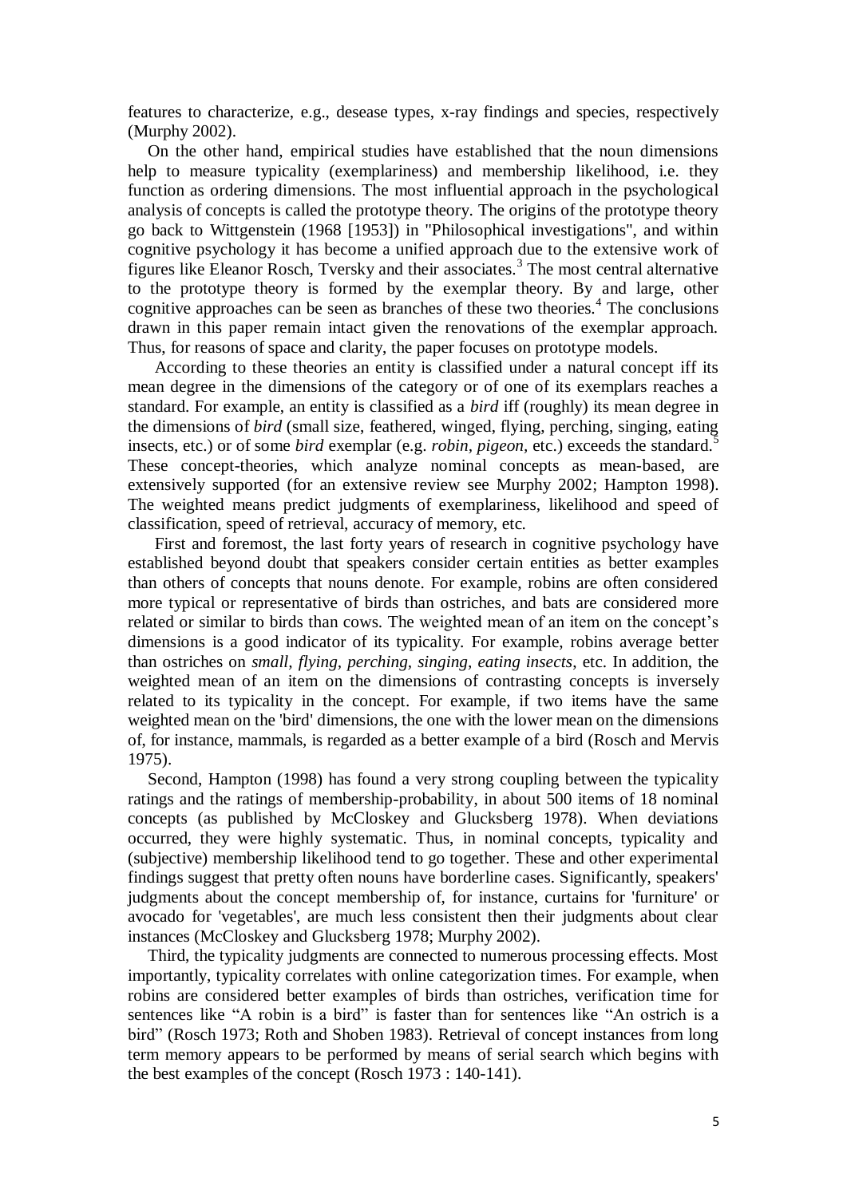features to characterize, e.g., desease types, x-ray findings and species, respectively (Murphy 2002).

On the other hand, empirical studies have established that the noun dimensions help to measure typicality (exemplariness) and membership likelihood, i.e. they function as ordering dimensions. The most influential approach in the psychological analysis of concepts is called the prototype theory. The origins of the prototype theory go back to Wittgenstein (1968 [1953]) in "Philosophical investigations", and within cognitive psychology it has become a unified approach due to the extensive work of figures like Eleanor Rosch, Tversky and their associates.[3] The most central alternative to the prototype theory is formed by the exemplar theory. By and large, other cognitive approaches can be seen as branches of these two theories.[4] The conclusions drawn in this paper remain intact given the renovations of the exemplar approach. Thus, for reasons of space and clarity, the paper focuses on prototype models.

According to these theories an entity is classified under a natural concept iff its mean degree in the dimensions of the category or of one of its exemplars reaches a standard. For example, an entity is classified as a *bird* iff (roughly) its mean degree in the dimensions of *bird* (small size, feathered, winged, flying, perching, singing, eating insects, etc.) or of some *bird* exemplar (e.g. *robin, pigeon,* etc.) exceeds the standard.[5] These concept-theories, which analyze nominal concepts as mean-based, are extensively supported (for an extensive review see Murphy 2002; Hampton 1998). The weighted means predict judgments of exemplariness, likelihood and speed of classification, speed of retrieval, accuracy of memory, etc.

First and foremost, the last forty years of research in cognitive psychology have established beyond doubt that speakers consider certain entities as better examples than others of concepts that nouns denote. For example, robins are often considered more typical or representative of birds than ostriches, and bats are considered more related or similar to birds than cows. The weighted mean of an item on the concept's dimensions is a good indicator of its typicality. For example, robins average better than ostriches on *small, flying, perching, singing, eating insects*, etc. In addition, the weighted mean of an item on the dimensions of contrasting concepts is inversely related to its typicality in the concept. For example, if two items have the same weighted mean on the 'bird' dimensions, the one with the lower mean on the dimensions of, for instance, mammals, is regarded as a better example of a bird (Rosch and Mervis 1975).

Second, Hampton (1998) has found a very strong coupling between the typicality ratings and the ratings of membership-probability, in about 500 items of 18 nominal concepts (as published by McCloskey and Glucksberg 1978). When deviations occurred, they were highly systematic. Thus, in nominal concepts, typicality and (subjective) membership likelihood tend to go together. These and other experimental findings suggest that pretty often nouns have borderline cases. Significantly, speakers' judgments about the concept membership of, for instance, curtains for 'furniture' or avocado for 'vegetables', are much less consistent then their judgments about clear instances (McCloskey and Glucksberg 1978; Murphy 2002).

Third, the typicality judgments are connected to numerous processing effects. Most importantly, typicality correlates with online categorization times. For example, when robins are considered better examples of birds than ostriches, verification time for sentences like "A robin is a bird" is faster than for sentences like "An ostrich is a bird" (Rosch 1973; Roth and Shoben 1983). Retrieval of concept instances from long term memory appears to be performed by means of serial search which begins with the best examples of the concept (Rosch 1973 : 140-141).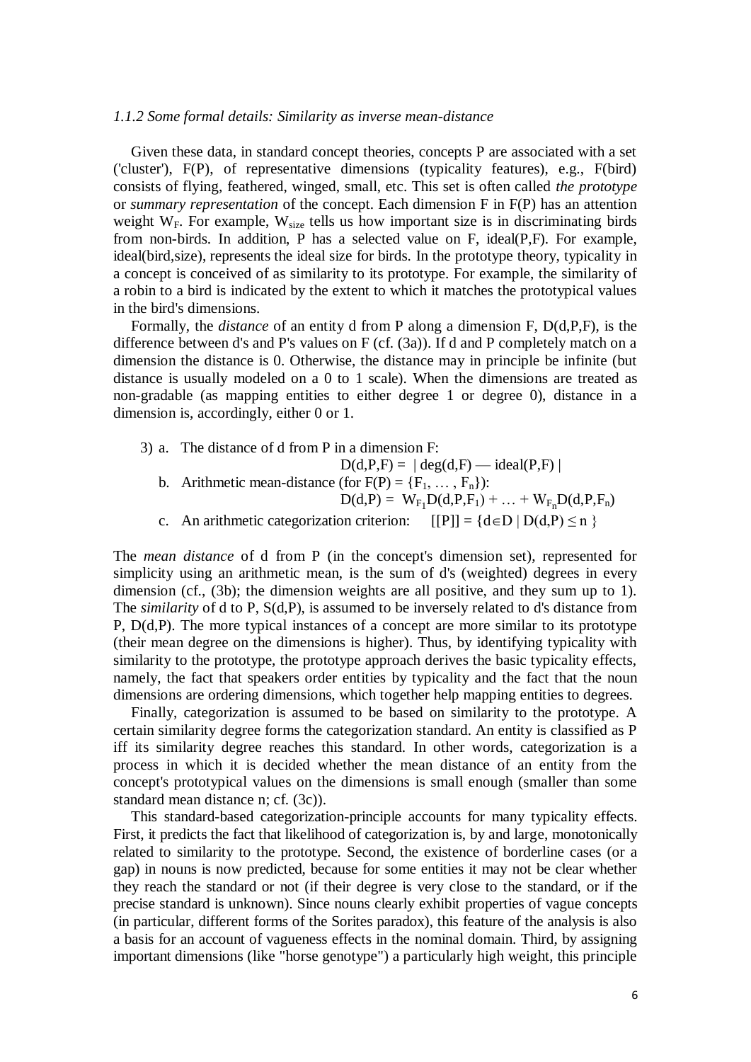*1.1.2 Some formal details: Similarity as inverse mean-distance*

Given these data, in standard concept theories, concepts P are associated with a set ('cluster'), F(P), of representative dimensions (typicality features), e.g., F(bird) consists of flying, feathered, winged, small, etc. This set is often called *the prototype* or *summary representation* of the concept. Each dimension F in F(P) has an attention weight $W_F$. For example, $W_{size}$ tells us how important size is in discriminating birds from non-birds. In addition, P has a selected value on F, ideal(P,F). For example, ideal(bird,size), represents the ideal size for birds. In the prototype theory, typicality in a concept is conceived of as similarity to its prototype. For example, the similarity of a robin to a bird is indicated by the extent to which it matches the prototypical values in the bird's dimensions.

Formally, the *distance* of an entity d from P along a dimension F, D(d,P,F), is the difference between d's and P's values on F (cf. (3a)). If d and P completely match on a dimension the distance is 0. Otherwise, the distance may in principle be infinite (but distance is usually modeled on a 0 to 1 scale). When the dimensions are treated as non-gradable (as mapping entities to either degree 1 or degree 0), distance in a dimension is, accordingly, either 0 or 1.

3) a. The distance of d from P in a dimension F:

$$D(d,P,F) = |\, deg(d,F) — ideal(P,F) \,|$$

b. Arithmetic mean-distance (for $F(P) = \{F_1, \ldots, F_n\}$):

$$D(d,P) = W_{F_1}D(d,P,F_1) + \ldots + W_{F_n}D(d,P,F_n)$$

c. An arithmetic categorization criterion: $[[P]] = \{d \in D \mid D(d,P) \leq n\}$

The *mean distance* of d from P (in the concept's dimension set), represented for simplicity using an arithmetic mean, is the sum of d's (weighted) degrees in every dimension (cf., (3b); the dimension weights are all positive, and they sum up to 1). The *similarity* of d to P, S(d,P), is assumed to be inversely related to d's distance from P, D(d,P). The more typical instances of a concept are more similar to its prototype (their mean degree on the dimensions is higher). Thus, by identifying typicality with similarity to the prototype, the prototype approach derives the basic typicality effects, namely, the fact that speakers order entities by typicality and the fact that the noun dimensions are ordering dimensions, which together help mapping entities to degrees.

Finally, categorization is assumed to be based on similarity to the prototype. A certain similarity degree forms the categorization standard. An entity is classified as P iff its similarity degree reaches this standard. In other words, categorization is a process in which it is decided whether the mean distance of an entity from the concept's prototypical values on the dimensions is small enough (smaller than some standard mean distance n; cf. (3c)).

This standard-based categorization-principle accounts for many typicality effects. First, it predicts the fact that likelihood of categorization is, by and large, monotonically related to similarity to the prototype. Second, the existence of borderline cases (or a gap) in nouns is now predicted, because for some entities it may not be clear whether they reach the standard or not (if their degree is very close to the standard, or if the precise standard is unknown). Since nouns clearly exhibit properties of vague concepts (in particular, different forms of the Sorites paradox), this feature of the analysis is also a basis for an account of vagueness effects in the nominal domain. Third, by assigning important dimensions (like "horse genotype") a particularly high weight, this principle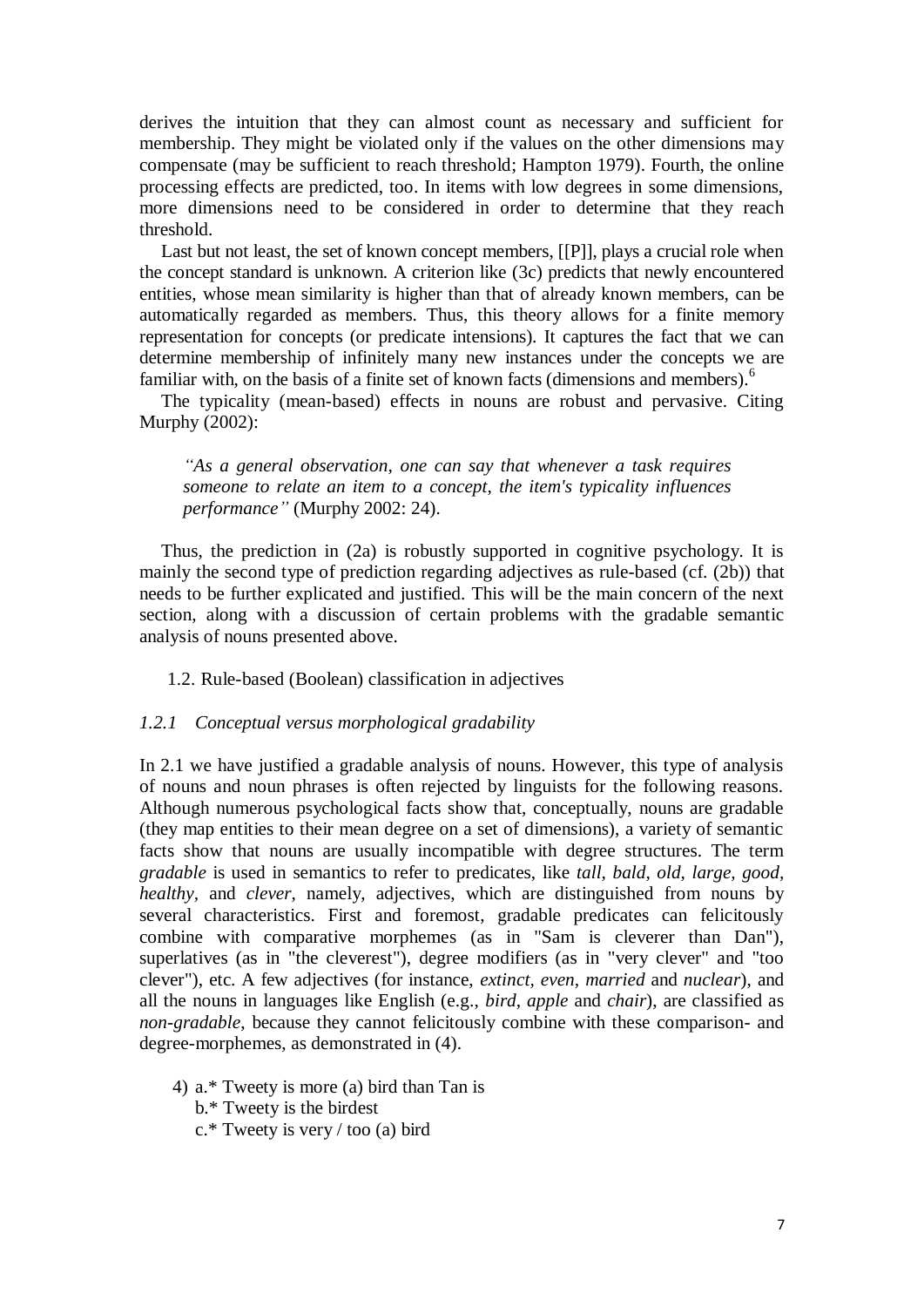derives the intuition that they can almost count as necessary and sufficient for membership. They might be violated only if the values on the other dimensions may compensate (may be sufficient to reach threshold; Hampton 1979). Fourth, the online processing effects are predicted, too. In items with low degrees in some dimensions, more dimensions need to be considered in order to determine that they reach threshold.

Last but not least, the set of known concept members, [[P]], plays a crucial role when the concept standard is unknown. A criterion like (3c) predicts that newly encountered entities, whose mean similarity is higher than that of already known members, can be automatically regarded as members. Thus, this theory allows for a finite memory representation for concepts (or predicate intensions). It captures the fact that we can determine membership of infinitely many new instances under the concepts we are familiar with, on the basis of a finite set of known facts (dimensions and members).[6]

The typicality (mean-based) effects in nouns are robust and pervasive. Citing Murphy (2002):

> *"As a general observation, one can say that whenever a task requires someone to relate an item to a concept, the item's typicality influences performance"* (Murphy 2002: 24).

Thus, the prediction in (2a) is robustly supported in cognitive psychology. It is mainly the second type of prediction regarding adjectives as rule-based (cf. (2b)) that needs to be further explicated and justified. This will be the main concern of the next section, along with a discussion of certain problems with the gradable semantic analysis of nouns presented above.

## 1.2. Rule-based (Boolean) classification in adjectives

### *1.2.1 Conceptual versus morphological gradability*

In 2.1 we have justified a gradable analysis of nouns. However, this type of analysis of nouns and noun phrases is often rejected by linguists for the following reasons. Although numerous psychological facts show that, conceptually, nouns are gradable (they map entities to their mean degree on a set of dimensions), a variety of semantic facts show that nouns are usually incompatible with degree structures. The term *gradable* is used in semantics to refer to predicates, like *tall*, *bald*, *old*, *large*, *good*, *healthy*, and *clever*, namely, adjectives, which are distinguished from nouns by several characteristics. First and foremost, gradable predicates can felicitously combine with comparative morphemes (as in "Sam is cleverer than Dan"), superlatives (as in "the cleverest"), degree modifiers (as in "very clever" and "too clever"), etc. A few adjectives (for instance, *extinct*, *even*, *married* and *nuclear*), and all the nouns in languages like English (e.g., *bird*, *apple* and *chair*), are classified as *non-gradable*, because they cannot felicitously combine with these comparison- and degree-morphemes, as demonstrated in (4).

4) a.* Tweety is more (a) bird than Tan is
   b.* Tweety is the birdest
   c.* Tweety is very / too (a) bird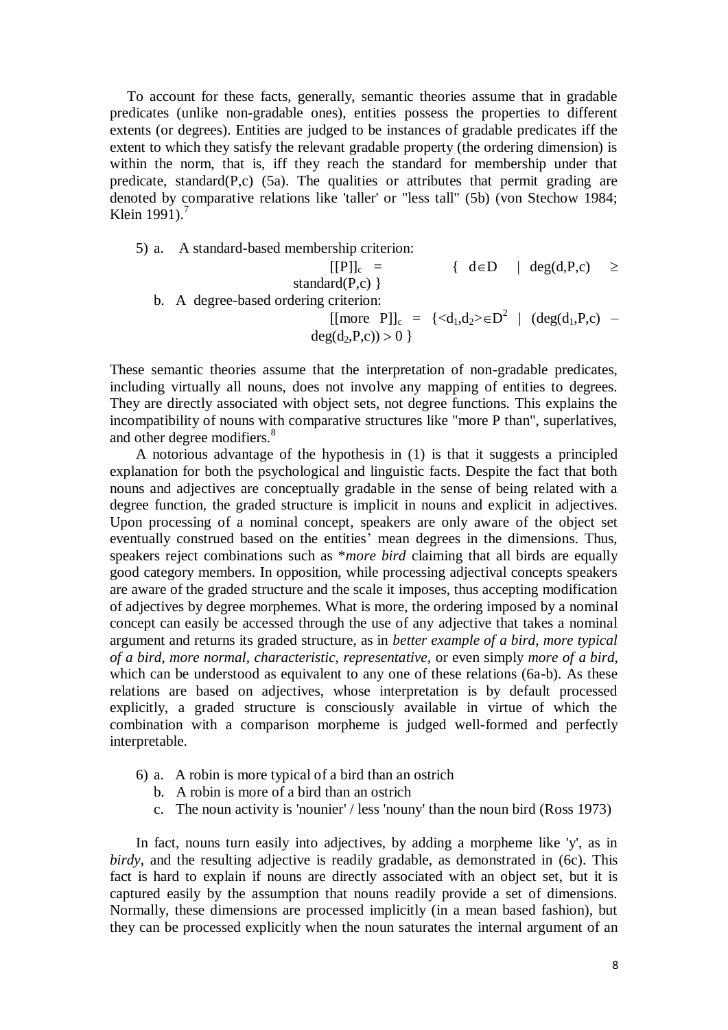To account for these facts, generally, semantic theories assume that in gradable predicates (unlike non-gradable ones), entities possess the properties to different extents (or degrees). Entities are judged to be instances of gradable predicates iff the extent to which they satisfy the relevant gradable property (the ordering dimension) is within the norm, that is, iff they reach the standard for membership under that predicate, standard(P,c) (5a). The qualities or attributes that permit grading are denoted by comparative relations like 'taller' or "less tall" (5b) (von Stechow 1984; Klein 1991).[7]

5) a. A standard-based membership criterion:

$$[[P]]_c = \{ d \in D \mid deg(d,P,c) \geq standard(P,c) \}$$

b. A degree-based ordering criterion:

$$[[more\ P]]_c = \{ \langle d_1,d_2 \rangle \in D^2 \mid (deg(d_1,P,c) - deg(d_2,P,c)) > 0 \}$$

These semantic theories assume that the interpretation of non-gradable predicates, including virtually all nouns, does not involve any mapping of entities to degrees. They are directly associated with object sets, not degree functions. This explains the incompatibility of nouns with comparative structures like "more P than", superlatives, and other degree modifiers.[8]

A notorious advantage of the hypothesis in (1) is that it suggests a principled explanation for both the psychological and linguistic facts. Despite the fact that both nouns and adjectives are conceptually gradable in the sense of being related with a degree function, the graded structure is implicit in nouns and explicit in adjectives. Upon processing of a nominal concept, speakers are only aware of the object set eventually construed based on the entities' mean degrees in the dimensions. Thus, speakers reject combinations such as **more bird* claiming that all birds are equally good category members. In opposition, while processing adjectival concepts speakers are aware of the graded structure and the scale it imposes, thus accepting modification of adjectives by degree morphemes. What is more, the ordering imposed by a nominal concept can easily be accessed through the use of any adjective that takes a nominal argument and returns its graded structure, as in *better example of a bird*, *more typical of a bird*, *more normal*, *characteristic*, *representative*, or even simply *more of a bird*, which can be understood as equivalent to any one of these relations (6a-b). As these relations are based on adjectives, whose interpretation is by default processed explicitly, a graded structure is consciously available in virtue of which the combination with a comparison morpheme is judged well-formed and perfectly interpretable.

6) a. A robin is more typical of a bird than an ostrich

b. A robin is more of a bird than an ostrich

c. The noun activity is 'nounier' / less 'nouny' than the noun bird (Ross 1973)

In fact, nouns turn easily into adjectives, by adding a morpheme like 'y', as in *birdy*, and the resulting adjective is readily gradable, as demonstrated in (6c). This fact is hard to explain if nouns are directly associated with an object set, but it is captured easily by the assumption that nouns readily provide a set of dimensions. Normally, these dimensions are processed implicitly (in a mean based fashion), but they can be processed explicitly when the noun saturates the internal argument of an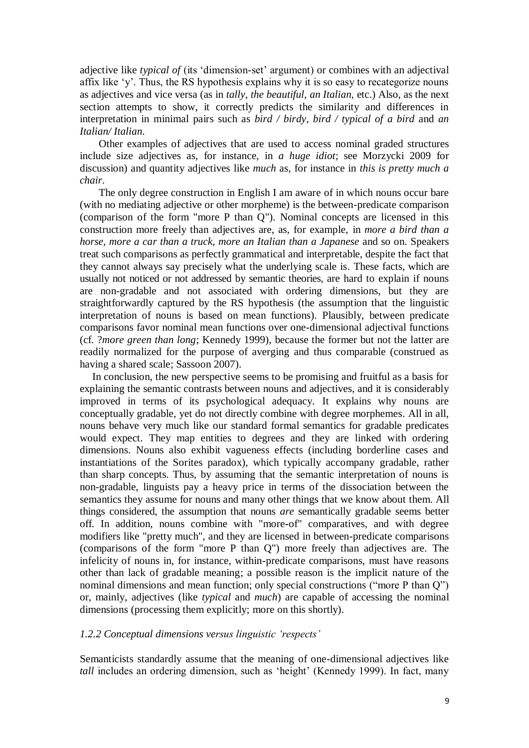adjective like *typical of* (its 'dimension-set' argument) or combines with an adjectival affix like 'y'. Thus, the RS hypothesis explains why it is so easy to recategorize nouns as adjectives and vice versa (as in *tally, the beautiful, an Italian,* etc.) Also, as the next section attempts to show, it correctly predicts the similarity and differences in interpretation in minimal pairs such as *bird / birdy, bird / typical of a bird* and *an Italian/ Italian*.

Other examples of adjectives that are used to access nominal graded structures include size adjectives as, for instance, in *a huge idiot*; see Morzycki 2009 for discussion) and quantity adjectives like *much* as, for instance in *this is pretty much a chair*.

The only degree construction in English I am aware of in which nouns occur bare (with no mediating adjective or other morpheme) is the between-predicate comparison (comparison of the form "more P than Q"). Nominal concepts are licensed in this construction more freely than adjectives are, as, for example, in *more a bird than a horse, more a car than a truck, more an Italian than a Japanese* and so on. Speakers treat such comparisons as perfectly grammatical and interpretable, despite the fact that they cannot always say precisely what the underlying scale is. These facts, which are usually not noticed or not addressed by semantic theories, are hard to explain if nouns are non-gradable and not associated with ordering dimensions, but they are straightforwardly captured by the RS hypothesis (the assumption that the linguistic interpretation of nouns is based on mean functions). Plausibly, between predicate comparisons favor nominal mean functions over one-dimensional adjectival functions (cf. ?*more green than long*; Kennedy 1999), because the former but not the latter are readily normalized for the purpose of averging and thus comparable (construed as having a shared scale; Sassoon 2007).

In conclusion, the new perspective seems to be promising and fruitful as a basis for explaining the semantic contrasts between nouns and adjectives, and it is considerably improved in terms of its psychological adequacy. It explains why nouns are conceptually gradable, yet do not directly combine with degree morphemes. All in all, nouns behave very much like our standard formal semantics for gradable predicates would expect. They map entities to degrees and they are linked with ordering dimensions. Nouns also exhibit vagueness effects (including borderline cases and instantiations of the Sorites paradox), which typically accompany gradable, rather than sharp concepts. Thus, by assuming that the semantic interpretation of nouns is non-gradable, linguists pay a heavy price in terms of the dissociation between the semantics they assume for nouns and many other things that we know about them. All things considered, the assumption that nouns *are* semantically gradable seems better off. In addition, nouns combine with "more-of" comparatives, and with degree modifiers like "pretty much", and they are licensed in between-predicate comparisons (comparisons of the form "more P than Q") more freely than adjectives are. The infelicity of nouns in, for instance, within-predicate comparisons, must have reasons other than lack of gradable meaning; a possible reason is the implicit nature of the nominal dimensions and mean function; only special constructions ("more P than Q") or, mainly, adjectives (like *typical* and *much*) are capable of accessing the nominal dimensions (processing them explicitly; more on this shortly).

### *1.2.2 Conceptual dimensions versus linguistic 'respects'*

Semanticists standardly assume that the meaning of one-dimensional adjectives like *tall* includes an ordering dimension, such as 'height' (Kennedy 1999). In fact, many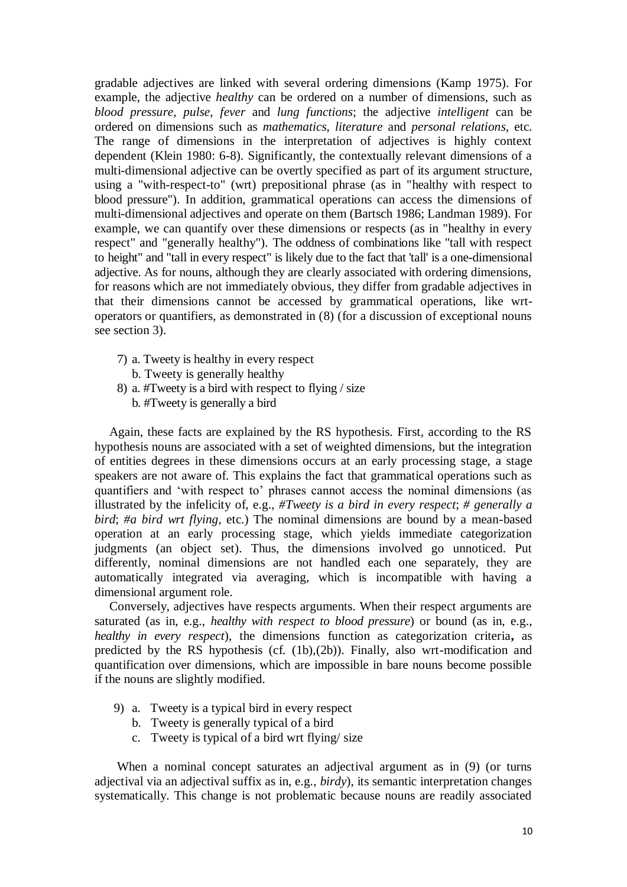gradable adjectives are linked with several ordering dimensions (Kamp 1975). For example, the adjective *healthy* can be ordered on a number of dimensions, such as *blood pressure*, *pulse*, *fever* and *lung functions*; the adjective *intelligent* can be ordered on dimensions such as *mathematics*, *literature* and *personal relations*, etc. The range of dimensions in the interpretation of adjectives is highly context dependent (Klein 1980: 6-8). Significantly, the contextually relevant dimensions of a multi-dimensional adjective can be overtly specified as part of its argument structure, using a "with-respect-to" (wrt) prepositional phrase (as in "healthy with respect to blood pressure"). In addition, grammatical operations can access the dimensions of multi-dimensional adjectives and operate on them (Bartsch 1986; Landman 1989). For example, we can quantify over these dimensions or respects (as in "healthy in every respect" and "generally healthy"). The oddness of combinations like "tall with respect to height" and "tall in every respect" is likely due to the fact that 'tall' is a one-dimensional adjective. As for nouns, although they are clearly associated with ordering dimensions, for reasons which are not immediately obvious, they differ from gradable adjectives in that their dimensions cannot be accessed by grammatical operations, like wrt-operators or quantifiers, as demonstrated in (8) (for a discussion of exceptional nouns see section 3).

7) a. Tweety is healthy in every respect
   b. Tweety is generally healthy

8) a. #Tweety is a bird with respect to flying / size
   b. #Tweety is generally a bird

Again, these facts are explained by the RS hypothesis. First, according to the RS hypothesis nouns are associated with a set of weighted dimensions, but the integration of entities degrees in these dimensions occurs at an early processing stage, a stage speakers are not aware of. This explains the fact that grammatical operations such as quantifiers and 'with respect to' phrases cannot access the nominal dimensions (as illustrated by the infelicity of, e.g., *#Tweety is a bird in every respect*; *# generally a bird*; *#a bird wrt flying*, etc.) The nominal dimensions are bound by a mean-based operation at an early processing stage, which yields immediate categorization judgments (an object set). Thus, the dimensions involved go unnoticed. Put differently, nominal dimensions are not handled each one separately, they are automatically integrated via averaging, which is incompatible with having a dimensional argument role.

Conversely, adjectives have respects arguments. When their respect arguments are saturated (as in, e.g., *healthy with respect to blood pressure*) or bound (as in, e.g., *healthy in every respect*), the dimensions function as categorization criteria**,** as predicted by the RS hypothesis (cf. (1b),(2b)). Finally, also wrt-modification and quantification over dimensions, which are impossible in bare nouns become possible if the nouns are slightly modified.

9) a. Tweety is a typical bird in every respect
   b. Tweety is generally typical of a bird
   c. Tweety is typical of a bird wrt flying/ size

When a nominal concept saturates an adjectival argument as in (9) (or turns adjectival via an adjectival suffix as in, e.g., *birdy*), its semantic interpretation changes systematically. This change is not problematic because nouns are readily associated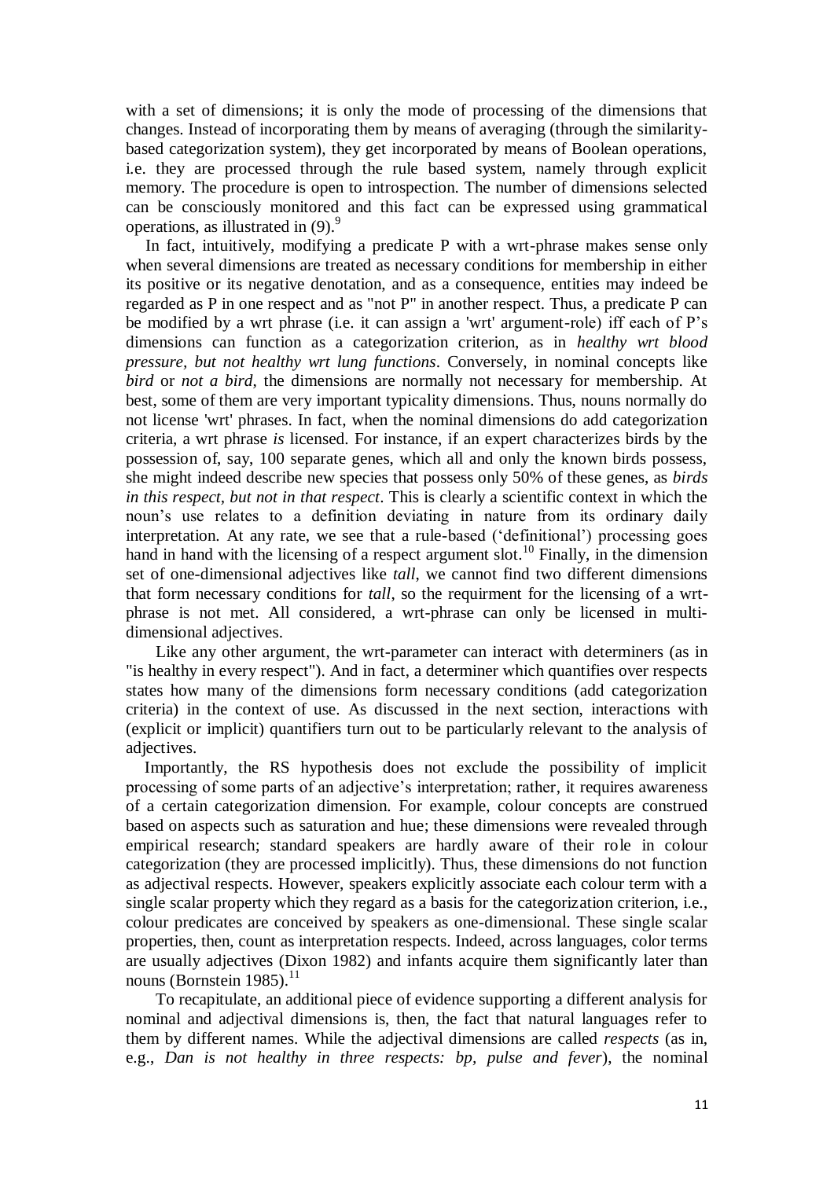with a set of dimensions; it is only the mode of processing of the dimensions that changes. Instead of incorporating them by means of averaging (through the similarity-based categorization system), they get incorporated by means of Boolean operations, i.e. they are processed through the rule based system, namely through explicit memory. The procedure is open to introspection. The number of dimensions selected can be consciously monitored and this fact can be expressed using grammatical operations, as illustrated in (9).[9]

In fact, intuitively, modifying a predicate P with a wrt-phrase makes sense only when several dimensions are treated as necessary conditions for membership in either its positive or its negative denotation, and as a consequence, entities may indeed be regarded as P in one respect and as "not P" in another respect. Thus, a predicate P can be modified by a wrt phrase (i.e. it can assign a 'wrt' argument-role) iff each of P's dimensions can function as a categorization criterion, as in *healthy wrt blood pressure, but not healthy wrt lung functions*. Conversely, in nominal concepts like *bird* or *not a bird*, the dimensions are normally not necessary for membership. At best, some of them are very important typicality dimensions. Thus, nouns normally do not license 'wrt' phrases. In fact, when the nominal dimensions do add categorization criteria, a wrt phrase *is* licensed. For instance, if an expert characterizes birds by the possession of, say, 100 separate genes, which all and only the known birds possess, she might indeed describe new species that possess only 50% of these genes, as *birds in this respect, but not in that respect*. This is clearly a scientific context in which the noun's use relates to a definition deviating in nature from its ordinary daily interpretation. At any rate, we see that a rule-based ('definitional') processing goes hand in hand with the licensing of a respect argument slot.[10] Finally, in the dimension set of one-dimensional adjectives like *tall*, we cannot find two different dimensions that form necessary conditions for *tall*, so the requirment for the licensing of a wrt-phrase is not met. All considered, a wrt-phrase can only be licensed in multi-dimensional adjectives.

Like any other argument, the wrt-parameter can interact with determiners (as in "is healthy in every respect"). And in fact, a determiner which quantifies over respects states how many of the dimensions form necessary conditions (add categorization criteria) in the context of use. As discussed in the next section, interactions with (explicit or implicit) quantifiers turn out to be particularly relevant to the analysis of adjectives.

Importantly, the RS hypothesis does not exclude the possibility of implicit processing of some parts of an adjective's interpretation; rather, it requires awareness of a certain categorization dimension. For example, colour concepts are construed based on aspects such as saturation and hue; these dimensions were revealed through empirical research; standard speakers are hardly aware of their role in colour categorization (they are processed implicitly). Thus, these dimensions do not function as adjectival respects. However, speakers explicitly associate each colour term with a single scalar property which they regard as a basis for the categorization criterion, i.e., colour predicates are conceived by speakers as one-dimensional. These single scalar properties, then, count as interpretation respects. Indeed, across languages, color terms are usually adjectives (Dixon 1982) and infants acquire them significantly later than nouns (Bornstein 1985).[11]

To recapitulate, an additional piece of evidence supporting a different analysis for nominal and adjectival dimensions is, then, the fact that natural languages refer to them by different names. While the adjectival dimensions are called *respects* (as in, e.g., *Dan is not healthy in three respects: bp, pulse and fever*), the nominal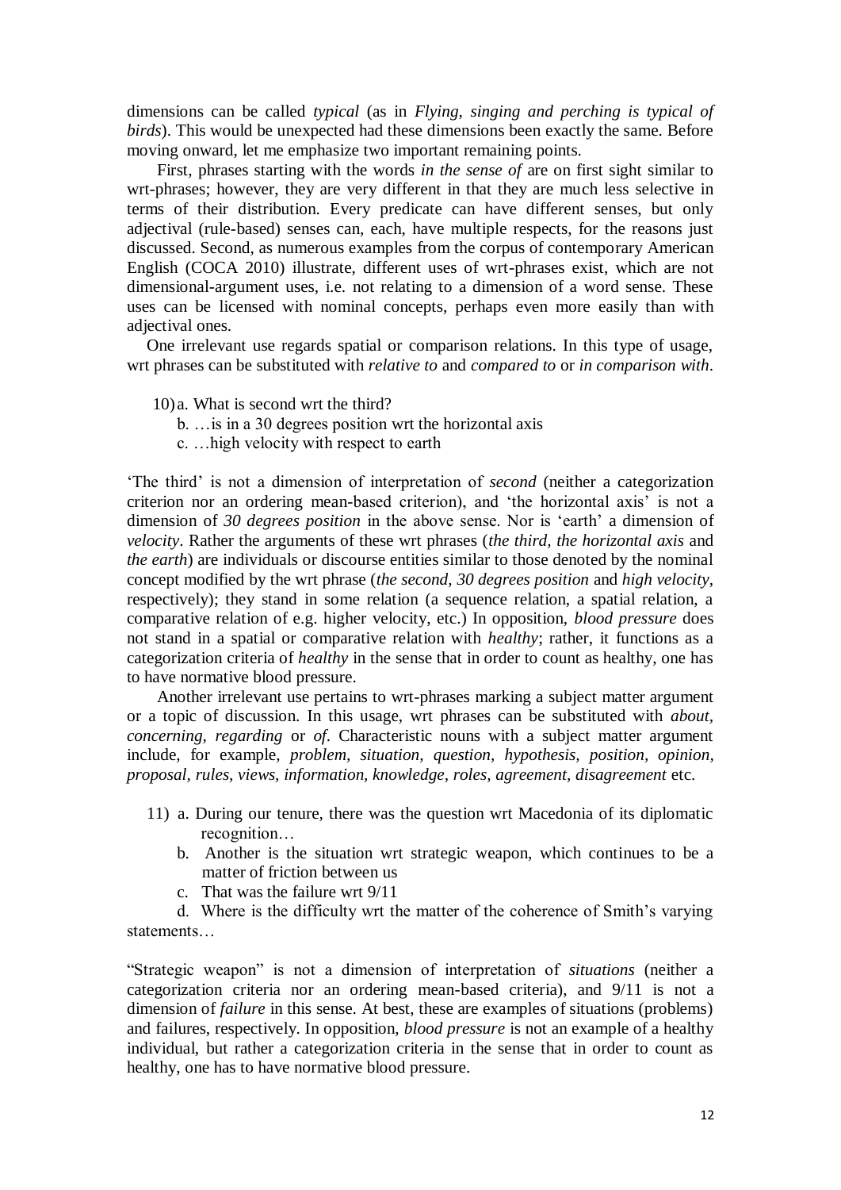dimensions can be called *typical* (as in *Flying, singing and perching is typical of birds*). This would be unexpected had these dimensions been exactly the same. Before moving onward, let me emphasize two important remaining points.

First, phrases starting with the words *in the sense of* are on first sight similar to wrt-phrases; however, they are very different in that they are much less selective in terms of their distribution. Every predicate can have different senses, but only adjectival (rule-based) senses can, each, have multiple respects, for the reasons just discussed. Second, as numerous examples from the corpus of contemporary American English (COCA 2010) illustrate, different uses of wrt-phrases exist, which are not dimensional-argument uses, i.e. not relating to a dimension of a word sense. These uses can be licensed with nominal concepts, perhaps even more easily than with adjectival ones.

One irrelevant use regards spatial or comparison relations. In this type of usage, wrt phrases can be substituted with *relative to* and *compared to* or *in comparison with*.

10) a. What is second wrt the third?
   b. …is in a 30 degrees position wrt the horizontal axis
   c. …high velocity with respect to earth

'The third' is not a dimension of interpretation of *second* (neither a categorization criterion nor an ordering mean-based criterion), and 'the horizontal axis' is not a dimension of *30 degrees position* in the above sense. Nor is 'earth' a dimension of *velocity*. Rather the arguments of these wrt phrases (*the third, the horizontal axis* and *the earth*) are individuals or discourse entities similar to those denoted by the nominal concept modified by the wrt phrase (*the second, 30 degrees position* and *high velocity*, respectively); they stand in some relation (a sequence relation, a spatial relation, a comparative relation of e.g. higher velocity, etc.) In opposition, *blood pressure* does not stand in a spatial or comparative relation with *healthy*; rather, it functions as a categorization criteria of *healthy* in the sense that in order to count as healthy, one has to have normative blood pressure.

Another irrelevant use pertains to wrt-phrases marking a subject matter argument or a topic of discussion. In this usage, wrt phrases can be substituted with *about, concerning, regarding* or *of*. Characteristic nouns with a subject matter argument include, for example, *problem, situation, question, hypothesis, position, opinion, proposal, rules, views, information, knowledge, roles, agreement, disagreement* etc.

11) a. During our tenure, there was the question wrt Macedonia of its diplomatic recognition…
   b. Another is the situation wrt strategic weapon, which continues to be a matter of friction between us
   c. That was the failure wrt 9/11
   d. Where is the difficulty wrt the matter of the coherence of Smith's varying statements…

"Strategic weapon" is not a dimension of interpretation of *situations* (neither a categorization criteria nor an ordering mean-based criteria), and 9/11 is not a dimension of *failure* in this sense. At best, these are examples of situations (problems) and failures, respectively. In opposition, *blood pressure* is not an example of a healthy individual, but rather a categorization criteria in the sense that in order to count as healthy, one has to have normative blood pressure.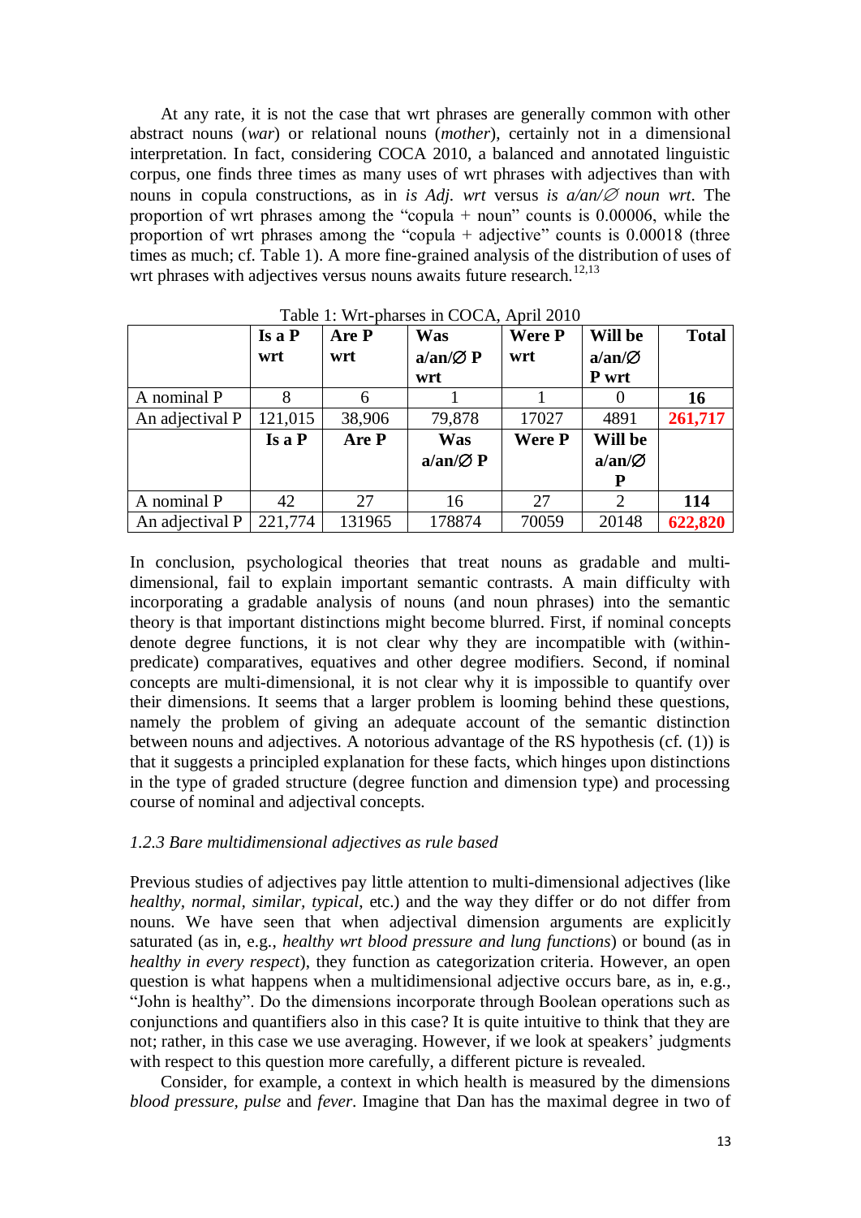At any rate, it is not the case that wrt phrases are generally common with other abstract nouns (*war*) or relational nouns (*mother*), certainly not in a dimensional interpretation. In fact, considering COCA 2010, a balanced and annotated linguistic corpus, one finds three times as many uses of wrt phrases with adjectives than with nouns in copula constructions, as in *is Adj. wrt* versus *is a/an/∅ noun wrt*. The proportion of wrt phrases among the "copula + noun" counts is 0.00006, while the proportion of wrt phrases among the "copula + adjective" counts is 0.00018 (three times as much; cf. Table 1). A more fine-grained analysis of the distribution of uses of wrt phrases with adjectives versus nouns awaits future research.[12,13]

Table 1: Wrt-pharses in COCA, April 2010

| | **Is a P wrt** | **Are P wrt** | **Was a/an/∅ P wrt** | **Were P wrt** | **Will be a/an/∅ P wrt** | **Total** |
|---|---|---|---|---|---|---|
| A nominal P | 8 | 6 | 1 | 1 | 0 | **16** |
| An adjectival P | 121,015 | 38,906 | 79,878 | 17027 | 4891 | **261,717** |
| | **Is a P** | **Are P** | **Was a/an/∅ P** | **Were P** | **Will be a/an/∅ P** | |
| A nominal P | 42 | 27 | 16 | 27 | 2 | **114** |
| An adjectival P | 221,774 | 131965 | 178874 | 70059 | 20148 | **622,820** |

In conclusion, psychological theories that treat nouns as gradable and multi-dimensional, fail to explain important semantic contrasts. A main difficulty with incorporating a gradable analysis of nouns (and noun phrases) into the semantic theory is that important distinctions might become blurred. First, if nominal concepts denote degree functions, it is not clear why they are incompatible with (within-predicate) comparatives, equatives and other degree modifiers. Second, if nominal concepts are multi-dimensional, it is not clear why it is impossible to quantify over their dimensions. It seems that a larger problem is looming behind these questions, namely the problem of giving an adequate account of the semantic distinction between nouns and adjectives. A notorious advantage of the RS hypothesis (cf. (1)) is that it suggests a principled explanation for these facts, which hinges upon distinctions in the type of graded structure (degree function and dimension type) and processing course of nominal and adjectival concepts.

### *1.2.3 Bare multidimensional adjectives as rule based*

Previous studies of adjectives pay little attention to multi-dimensional adjectives (like *healthy*, *normal*, *similar*, *typical*, etc.) and the way they differ or do not differ from nouns. We have seen that when adjectival dimension arguments are explicitly saturated (as in, e.g., *healthy wrt blood pressure and lung functions*) or bound (as in *healthy in every respect*), they function as categorization criteria. However, an open question is what happens when a multidimensional adjective occurs bare, as in, e.g., "John is healthy". Do the dimensions incorporate through Boolean operations such as conjunctions and quantifiers also in this case? It is quite intuitive to think that they are not; rather, in this case we use averaging. However, if we look at speakers' judgments with respect to this question more carefully, a different picture is revealed.

Consider, for example, a context in which health is measured by the dimensions *blood pressure*, *pulse* and *fever*. Imagine that Dan has the maximal degree in two of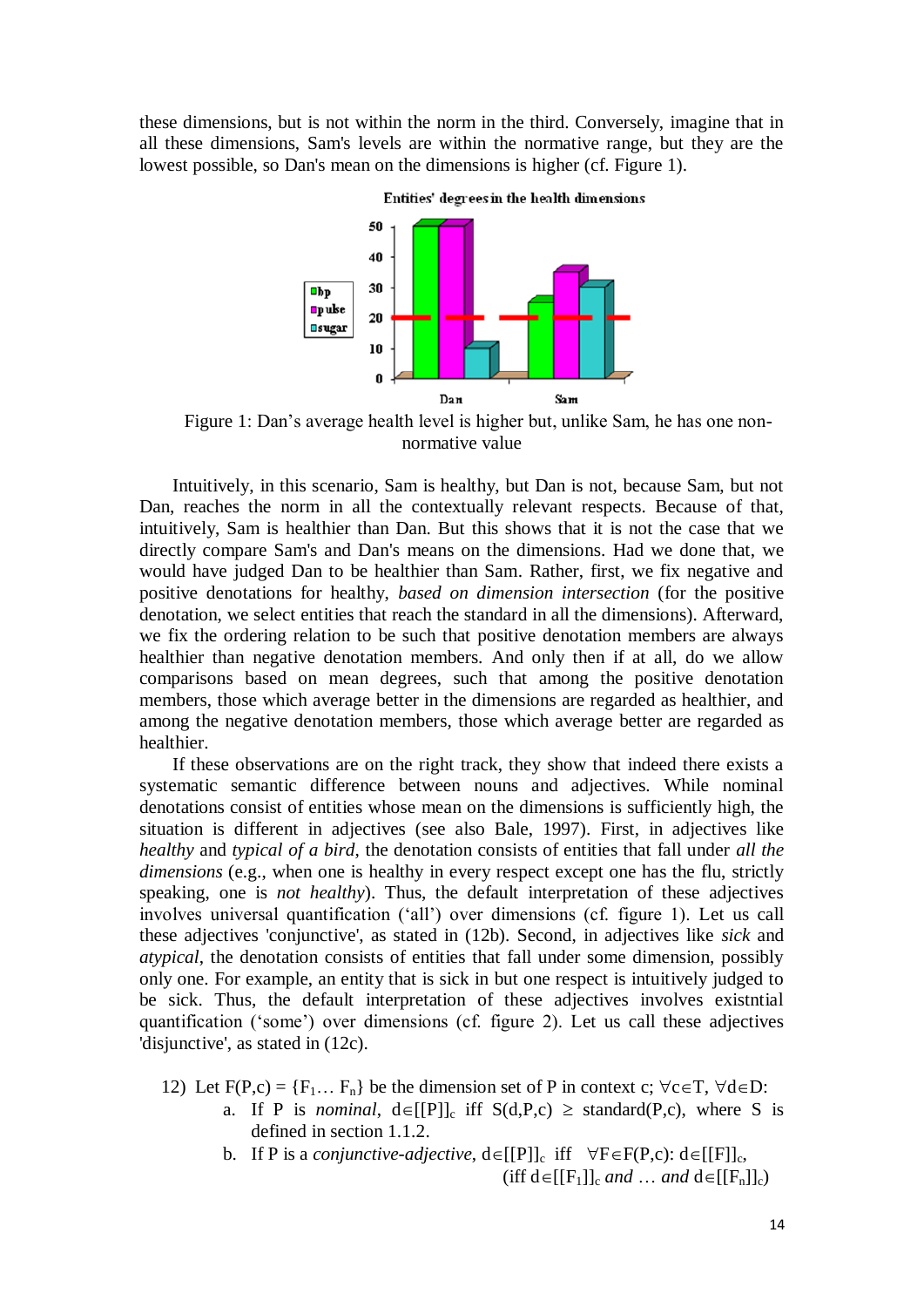these dimensions, but is not within the norm in the third. Conversely, imagine that in all these dimensions, Sam's levels are within the normative range, but they are the lowest possible, so Dan's mean on the dimensions is higher (cf. Figure 1).

Figure 1: Dan's average health level is higher but, unlike Sam, he has one non-normative value

Intuitively, in this scenario, Sam is healthy, but Dan is not, because Sam, but not Dan, reaches the norm in all the contextually relevant respects. Because of that, intuitively, Sam is healthier than Dan. But this shows that it is not the case that we directly compare Sam's and Dan's means on the dimensions. Had we done that, we would have judged Dan to be healthier than Sam. Rather, first, we fix negative and positive denotations for healthy, *based on dimension intersection* (for the positive denotation, we select entities that reach the standard in all the dimensions). Afterward, we fix the ordering relation to be such that positive denotation members are always healthier than negative denotation members. And only then if at all, do we allow comparisons based on mean degrees, such that among the positive denotation members, those which average better in the dimensions are regarded as healthier, and among the negative denotation members, those which average better are regarded as healthier.

If these observations are on the right track, they show that indeed there exists a systematic semantic difference between nouns and adjectives. While nominal denotations consist of entities whose mean on the dimensions is sufficiently high, the situation is different in adjectives (see also Bale, 1997). First, in adjectives like *healthy* and *typical of a bird*, the denotation consists of entities that fall under *all the dimensions* (e.g., when one is healthy in every respect except one has the flu, strictly speaking, one is *not healthy*). Thus, the default interpretation of these adjectives involves universal quantification ('all') over dimensions (cf. figure 1). Let us call these adjectives 'conjunctive', as stated in (12b). Second, in adjectives like *sick* and *atypical*, the denotation consists of entities that fall under some dimension, possibly only one. For example, an entity that is sick in but one respect is intuitively judged to be sick. Thus, the default interpretation of these adjectives involves existntial quantification ('some') over dimensions (cf. figure 2). Let us call these adjectives 'disjunctive', as stated in (12c).

12) Let $F(P,c) = \{F_1 \ldots F_n\}$ be the dimension set of P in context c; $\forall c \in T$, $\forall d \in D$:

a. If P is *nominal*, $d \in [[P]]_c$ iff $S(d,P,c) \geq standard(P,c)$, where S is defined in section 1.1.2.

b. If P is a *conjunctive-adjective*, $d \in [[P]]_c$ iff $\forall F \in F(P,c)$: $d \in [[F]]_c$, (iff $d \in [[F_1]]_c$ *and* … *and* $d \in [[F_n]]_c$)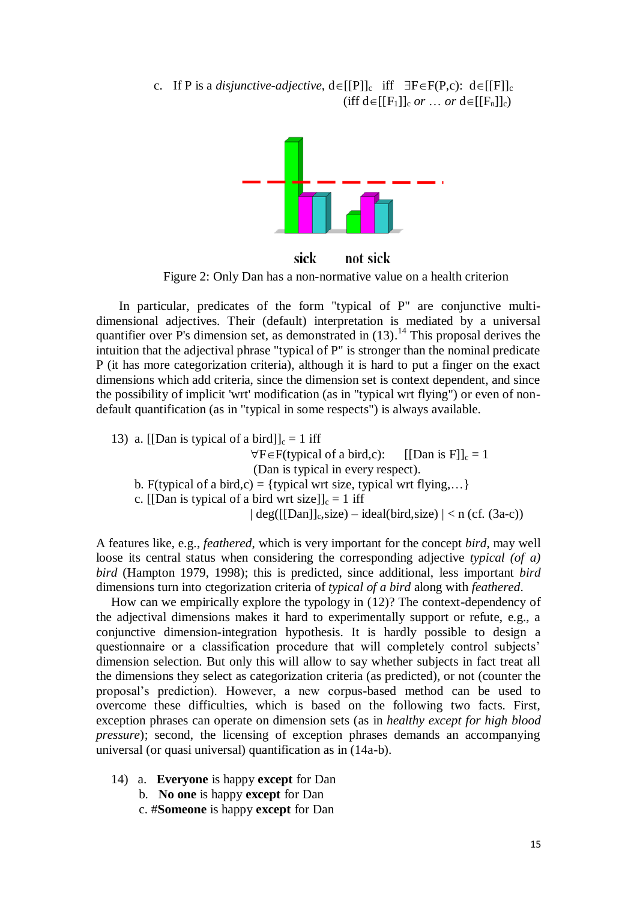c. If P is a *disjunctive-adjective*, $d \in [[P]]_c$ iff $\exists F \in F(P,c)$: $d \in [[F]]_c$
(iff $d \in [[F_1]]_c$ *or* … *or* $d \in [[F_n]]_c$)

sick not sick

Figure 2: Only Dan has a non-normative value on a health criterion

In particular, predicates of the form "typical of P" are conjunctive multi-dimensional adjectives. Their (default) interpretation is mediated by a universal quantifier over P's dimension set, as demonstrated in (13).[14] This proposal derives the intuition that the adjectival phrase "typical of P" is stronger than the nominal predicate P (it has more categorization criteria), although it is hard to put a finger on the exact dimensions which add criteria, since the dimension set is context dependent, and since the possibility of implicit 'wrt' modification (as in "typical wrt flying") or even of non-default quantification (as in "typical in some respects") is always available.

13) a. $[[\text{Dan is typical of a bird}]]_c = 1$ iff
$\forall F \in F(\text{typical of a bird}, c)$: $[[\text{Dan is F}]]_c = 1$
(Dan is typical in every respect).

b. F(typical of a bird,c) = {typical wrt size, typical wrt flying,…}

c. $[[\text{Dan is typical of a bird wrt size}]]_c = 1$ iff
$|\,\text{deg}([[\text{Dan}]]_c,\text{size}) - \text{ideal}(\text{bird},\text{size})\,| < n$ (cf. (3a-c))

A features like, e.g., *feathered*, which is very important for the concept *bird*, may well loose its central status when considering the corresponding adjective *typical (of a) bird* (Hampton 1979, 1998); this is predicted, since additional, less important *bird* dimensions turn into ctegorization criteria of *typical of a bird* along with *feathered*.

How can we empirically explore the typology in (12)? The context-dependency of the adjectival dimensions makes it hard to experimentally support or refute, e.g., a conjunctive dimension-integration hypothesis. It is hardly possible to design a questionnaire or a classification procedure that will completely control subjects' dimension selection. But only this will allow to say whether subjects in fact treat all the dimensions they select as categorization criteria (as predicted), or not (counter the proposal's prediction). However, a new corpus-based method can be used to overcome these difficulties, which is based on the following two facts. First, exception phrases can operate on dimension sets (as in *healthy except for high blood pressure*); second, the licensing of exception phrases demands an accompanying universal (or quasi universal) quantification as in (14a-b).

14) a. **Everyone** is happy **except** for Dan
b. **No one** is happy **except** for Dan
c. #**Someone** is happy **except** for Dan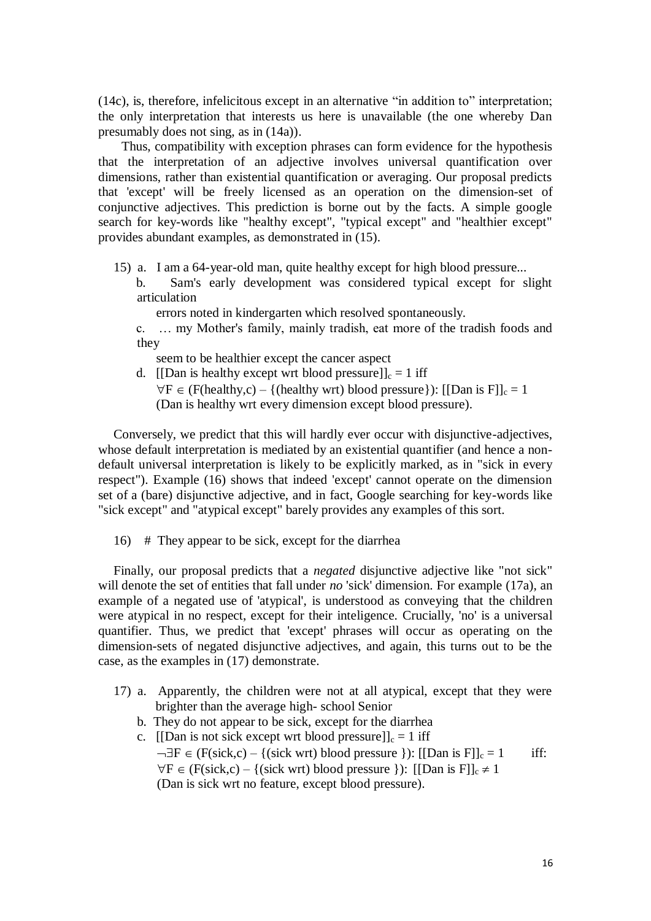(14c), is, therefore, infelicitous except in an alternative “in addition to” interpretation; the only interpretation that interests us here is unavailable (the one whereby Dan presumably does not sing, as in (14a)).

Thus, compatibility with exception phrases can form evidence for the hypothesis that the interpretation of an adjective involves universal quantification over dimensions, rather than existential quantification or averaging. Our proposal predicts that 'except' will be freely licensed as an operation on the dimension-set of conjunctive adjectives. This prediction is borne out by the facts. A simple google search for key-words like "healthy except", "typical except" and "healthier except" provides abundant examples, as demonstrated in (15).

15) a. I am a 64-year-old man, quite healthy except for high blood pressure...
   b. Sam's early development was considered typical except for slight articulation errors noted in kindergarten which resolved spontaneously.
   c. … my Mother's family, mainly tradish, eat more of the tradish foods and they seem to be healthier except the cancer aspect
   d. [[Dan is healthy except wrt blood pressure]]$_c$ = 1 iff
      $\forall F \in$ (F(healthy,c) – {(healthy wrt) blood pressure}): [[Dan is F]]$_c$ = 1
      (Dan is healthy wrt every dimension except blood pressure).

Conversely, we predict that this will hardly ever occur with disjunctive-adjectives, whose default interpretation is mediated by an existential quantifier (and hence a non-default universal interpretation is likely to be explicitly marked, as in "sick in every respect"). Example (16) shows that indeed 'except' cannot operate on the dimension set of a (bare) disjunctive adjective, and in fact, Google searching for key-words like "sick except" and "atypical except" barely provides any examples of this sort.

16) # They appear to be sick, except for the diarrhea

Finally, our proposal predicts that a *negated* disjunctive adjective like "not sick" will denote the set of entities that fall under *no* 'sick' dimension. For example (17a), an example of a negated use of 'atypical', is understood as conveying that the children were atypical in no respect, except for their inteligence. Crucially, 'no' is a universal quantifier. Thus, we predict that 'except' phrases will occur as operating on the dimension-sets of negated disjunctive adjectives, and again, this turns out to be the case, as the examples in (17) demonstrate.

17) a. Apparently, the children were not at all atypical, except that they were brighter than the average high- school Senior
   b. They do not appear to be sick, except for the diarrhea
   c. [[Dan is not sick except wrt blood pressure]]$_c$ = 1 iff
      $\neg\exists F \in$ (F(sick,c) – {(sick wrt) blood pressure }): [[Dan is F]]$_c$ = 1 iff:
      $\forall F \in$ (F(sick,c) – {(sick wrt) blood pressure }): [[Dan is F]]$_c \neq 1$
      (Dan is sick wrt no feature, except blood pressure).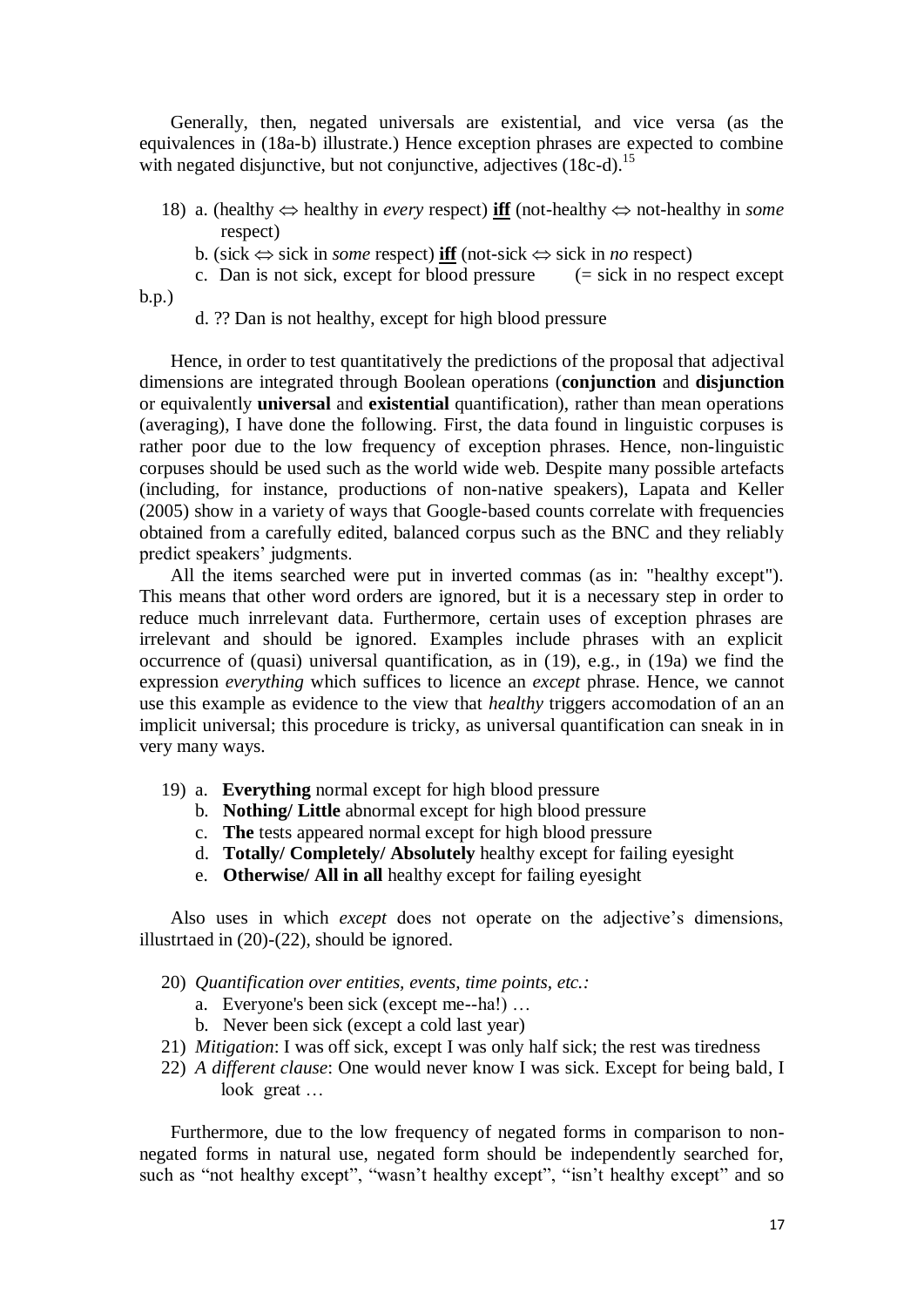Generally, then, negated universals are existential, and vice versa (as the equivalences in (18a-b) illustrate.) Hence exception phrases are expected to combine with negated disjunctive, but not conjunctive, adjectives (18c-d).[15]

18) a. (healthy ⇔ healthy in *every* respect) **iff** (not-healthy ⇔ not-healthy in *some* respect)

    b. (sick ⇔ sick in *some* respect) **iff** (not-sick ⇔ sick in *no* respect)

    c. Dan is not sick, except for blood pressure (= sick in no respect except b.p.)

    d. ?? Dan is not healthy, except for high blood pressure

Hence, in order to test quantitatively the predictions of the proposal that adjectival dimensions are integrated through Boolean operations (**conjunction** and **disjunction** or equivalently **universal** and **existential** quantification), rather than mean operations (averaging), I have done the following. First, the data found in linguistic corpuses is rather poor due to the low frequency of exception phrases. Hence, non-linguistic corpuses should be used such as the world wide web. Despite many possible artefacts (including, for instance, productions of non-native speakers), Lapata and Keller (2005) show in a variety of ways that Google-based counts correlate with frequencies obtained from a carefully edited, balanced corpus such as the BNC and they reliably predict speakers' judgments.

All the items searched were put in inverted commas (as in: "healthy except"). This means that other word orders are ignored, but it is a necessary step in order to reduce much inrrelevant data. Furthermore, certain uses of exception phrases are irrelevant and should be ignored. Examples include phrases with an explicit occurrence of (quasi) universal quantification, as in (19), e.g., in (19a) we find the expression *everything* which suffices to licence an *except* phrase. Hence, we cannot use this example as evidence to the view that *healthy* triggers accomodation of an an implicit universal; this procedure is tricky, as universal quantification can sneak in in very many ways.

19) a. **Everything** normal except for high blood pressure
    b. **Nothing/ Little** abnormal except for high blood pressure
    c. **The** tests appeared normal except for high blood pressure
    d. **Totally/ Completely/ Absolutely** healthy except for failing eyesight
    e. **Otherwise/ All in all** healthy except for failing eyesight

Also uses in which *except* does not operate on the adjective's dimensions, illustrtaed in (20)-(22), should be ignored.

20) *Quantification over entities, events, time points, etc.:*
    a. Everyone's been sick (except me--ha!) …
    b. Never been sick (except a cold last year)
21) *Mitigation*: I was off sick, except I was only half sick; the rest was tiredness
22) *A different clause*: One would never know I was sick. Except for being bald, I look great …

Furthermore, due to the low frequency of negated forms in comparison to non-negated forms in natural use, negated form should be independently searched for, such as "not healthy except", "wasn't healthy except", "isn't healthy except" and so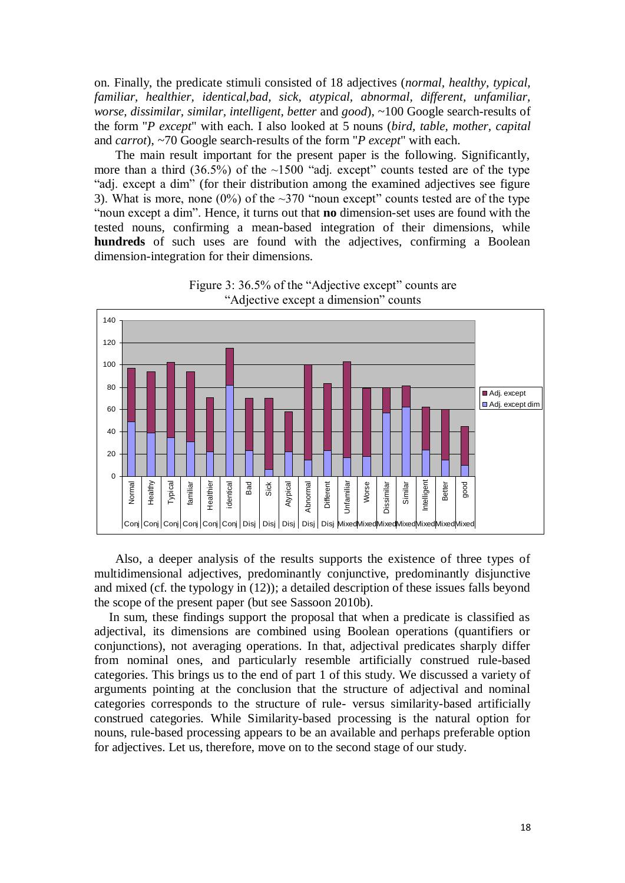on. Finally, the predicate stimuli consisted of 18 adjectives (*normal, healthy, typical, familiar, healthier, identical,bad, sick, atypical, abnormal, different, unfamiliar, worse, dissimilar, similar, intelligent, better* and *good*), ~100 Google search-results of the form "*P except*" with each. I also looked at 5 nouns (*bird, table, mother, capital* and *carrot*), ~70 Google search-results of the form "*P except*" with each.

The main result important for the present paper is the following. Significantly, more than a third (36.5%) of the ~1500 "adj. except" counts tested are of the type "adj. except a dim" (for their distribution among the examined adjectives see figure 3). What is more, none (0%) of the ~370 "noun except" counts tested are of the type "noun except a dim". Hence, it turns out that **no** dimension-set uses are found with the tested nouns, confirming a mean-based integration of their dimensions, while **hundreds** of such uses are found with the adjectives, confirming a Boolean dimension-integration for their dimensions.

Figure 3: 36.5% of the "Adjective except" counts are "Adjective except a dimension" counts

Also, a deeper analysis of the results supports the existence of three types of multidimensional adjectives, predominantly conjunctive, predominantly disjunctive and mixed (cf. the typology in (12)); a detailed description of these issues falls beyond the scope of the present paper (but see Sassoon 2010b).

In sum, these findings support the proposal that when a predicate is classified as adjectival, its dimensions are combined using Boolean operations (quantifiers or conjunctions), not averaging operations. In that, adjectival predicates sharply differ from nominal ones, and particularly resemble artificially construed rule-based categories. This brings us to the end of part 1 of this study. We discussed a variety of arguments pointing at the conclusion that the structure of adjectival and nominal categories corresponds to the structure of rule- versus similarity-based artificially construed categories. While Similarity-based processing is the natural option for nouns, rule-based processing appears to be an available and perhaps preferable option for adjectives. Let us, therefore, move on to the second stage of our study.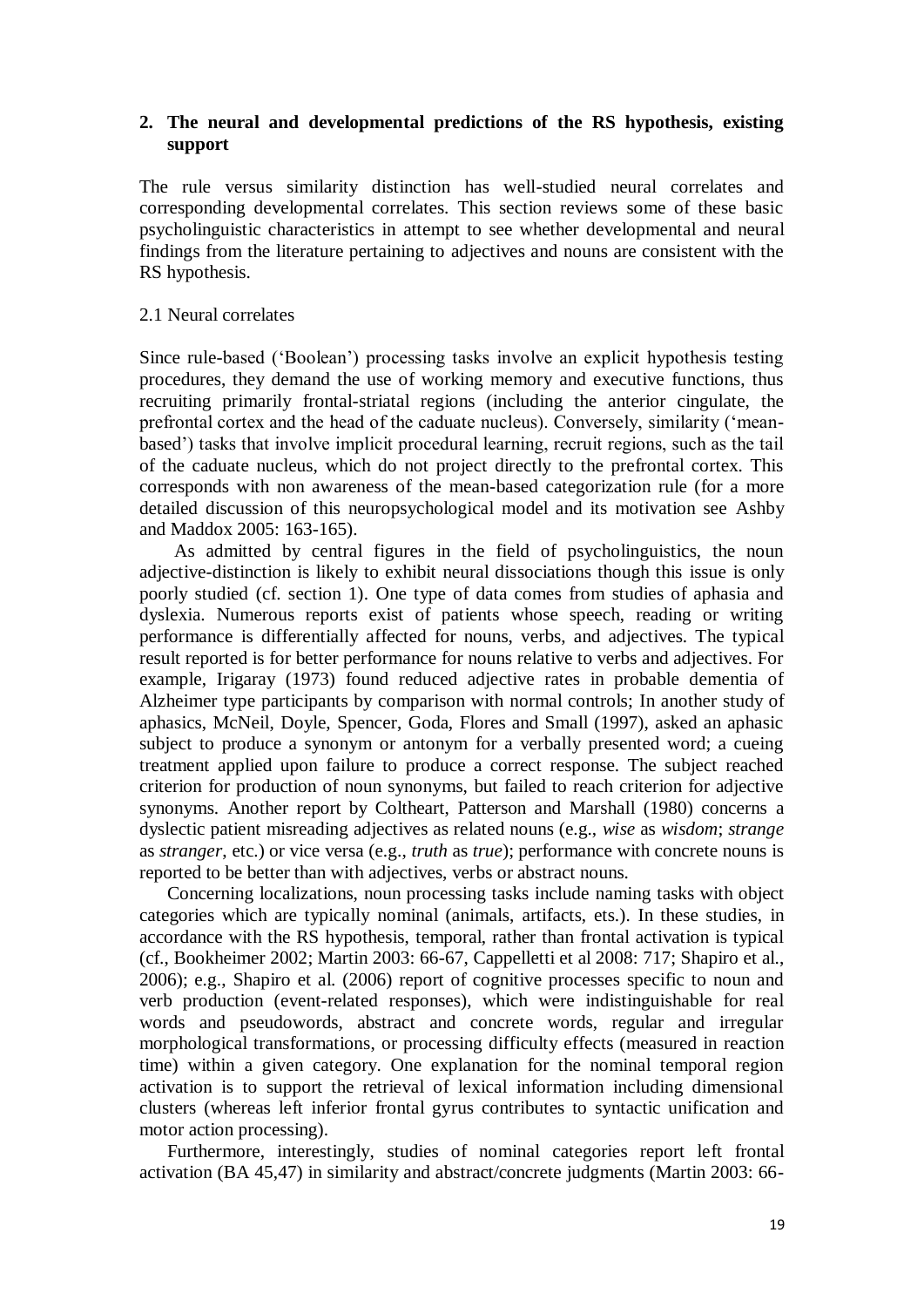## 2. The neural and developmental predictions of the RS hypothesis, existing support

The rule versus similarity distinction has well-studied neural correlates and corresponding developmental correlates. This section reviews some of these basic psycholinguistic characteristics in attempt to see whether developmental and neural findings from the literature pertaining to adjectives and nouns are consistent with the RS hypothesis.

### 2.1 Neural correlates

Since rule-based ('Boolean') processing tasks involve an explicit hypothesis testing procedures, they demand the use of working memory and executive functions, thus recruiting primarily frontal-striatal regions (including the anterior cingulate, the prefrontal cortex and the head of the caduate nucleus). Conversely, similarity ('mean-based') tasks that involve implicit procedural learning, recruit regions, such as the tail of the caduate nucleus, which do not project directly to the prefrontal cortex. This corresponds with non awareness of the mean-based categorization rule (for a more detailed discussion of this neuropsychological model and its motivation see Ashby and Maddox 2005: 163-165).

As admitted by central figures in the field of psycholinguistics, the noun adjective-distinction is likely to exhibit neural dissociations though this issue is only poorly studied (cf. section 1). One type of data comes from studies of aphasia and dyslexia. Numerous reports exist of patients whose speech, reading or writing performance is differentially affected for nouns, verbs, and adjectives. The typical result reported is for better performance for nouns relative to verbs and adjectives. For example, Irigaray (1973) found reduced adjective rates in probable dementia of Alzheimer type participants by comparison with normal controls; In another study of aphasics, McNeil, Doyle, Spencer, Goda, Flores and Small (1997), asked an aphasic subject to produce a synonym or antonym for a verbally presented word; a cueing treatment applied upon failure to produce a correct response. The subject reached criterion for production of noun synonyms, but failed to reach criterion for adjective synonyms. Another report by Coltheart, Patterson and Marshall (1980) concerns a dyslectic patient misreading adjectives as related nouns (e.g., *wise* as *wisdom*; *strange* as *stranger*, etc.) or vice versa (e.g., *truth* as *true*); performance with concrete nouns is reported to be better than with adjectives, verbs or abstract nouns.

Concerning localizations, noun processing tasks include naming tasks with object categories which are typically nominal (animals, artifacts, ets.). In these studies, in accordance with the RS hypothesis, temporal, rather than frontal activation is typical (cf., Bookheimer 2002; Martin 2003: 66-67, Cappelletti et al 2008: 717; Shapiro et al., 2006); e.g., Shapiro et al. (2006) report of cognitive processes specific to noun and verb production (event-related responses), which were indistinguishable for real words and pseudowords, abstract and concrete words, regular and irregular morphological transformations, or processing difficulty effects (measured in reaction time) within a given category. One explanation for the nominal temporal region activation is to support the retrieval of lexical information including dimensional clusters (whereas left inferior frontal gyrus contributes to syntactic unification and motor action processing).

Furthermore, interestingly, studies of nominal categories report left frontal activation (BA 45,47) in similarity and abstract/concrete judgments (Martin 2003: 66-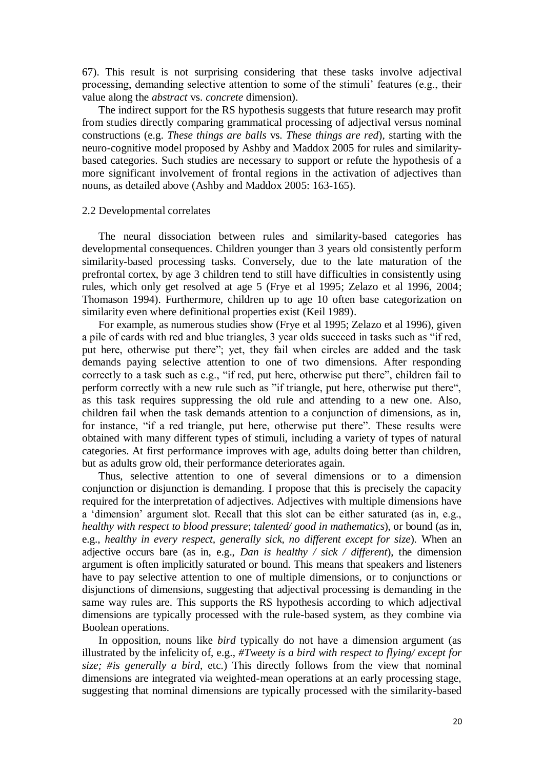67). This result is not surprising considering that these tasks involve adjectival processing, demanding selective attention to some of the stimuli' features (e.g., their value along the *abstract* vs. *concrete* dimension).

The indirect support for the RS hypothesis suggests that future research may profit from studies directly comparing grammatical processing of adjectival versus nominal constructions (e.g. *These things are balls* vs. *These things are red*), starting with the neuro-cognitive model proposed by Ashby and Maddox 2005 for rules and similarity-based categories. Such studies are necessary to support or refute the hypothesis of a more significant involvement of frontal regions in the activation of adjectives than nouns, as detailed above (Ashby and Maddox 2005: 163-165).

## 2.2 Developmental correlates

The neural dissociation between rules and similarity-based categories has developmental consequences. Children younger than 3 years old consistently perform similarity-based processing tasks. Conversely, due to the late maturation of the prefrontal cortex, by age 3 children tend to still have difficulties in consistently using rules, which only get resolved at age 5 (Frye et al 1995; Zelazo et al 1996, 2004; Thomason 1994). Furthermore, children up to age 10 often base categorization on similarity even where definitional properties exist (Keil 1989).

For example, as numerous studies show (Frye et al 1995; Zelazo et al 1996), given a pile of cards with red and blue triangles, 3 year olds succeed in tasks such as "if red, put here, otherwise put there"; yet, they fail when circles are added and the task demands paying selective attention to one of two dimensions. After responding correctly to a task such as e.g., "if red, put here, otherwise put there", children fail to perform correctly with a new rule such as "if triangle, put here, otherwise put there", as this task requires suppressing the old rule and attending to a new one. Also, children fail when the task demands attention to a conjunction of dimensions, as in, for instance, "if a red triangle, put here, otherwise put there". These results were obtained with many different types of stimuli, including a variety of types of natural categories. At first performance improves with age, adults doing better than children, but as adults grow old, their performance deteriorates again.

Thus, selective attention to one of several dimensions or to a dimension conjunction or disjunction is demanding. I propose that this is precisely the capacity required for the interpretation of adjectives. Adjectives with multiple dimensions have a 'dimension' argument slot. Recall that this slot can be either saturated (as in, e.g., *healthy with respect to blood pressure*; *talented/ good in mathematics*), or bound (as in, e.g., *healthy in every respect, generally sick, no different except for size*). When an adjective occurs bare (as in, e.g., *Dan is healthy / sick / different*), the dimension argument is often implicitly saturated or bound. This means that speakers and listeners have to pay selective attention to one of multiple dimensions, or to conjunctions or disjunctions of dimensions, suggesting that adjectival processing is demanding in the same way rules are. This supports the RS hypothesis according to which adjectival dimensions are typically processed with the rule-based system, as they combine via Boolean operations.

In opposition, nouns like *bird* typically do not have a dimension argument (as illustrated by the infelicity of, e.g., *#Tweety is a bird with respect to flying/ except for size; #is generally a bird,* etc.) This directly follows from the view that nominal dimensions are integrated via weighted-mean operations at an early processing stage, suggesting that nominal dimensions are typically processed with the similarity-based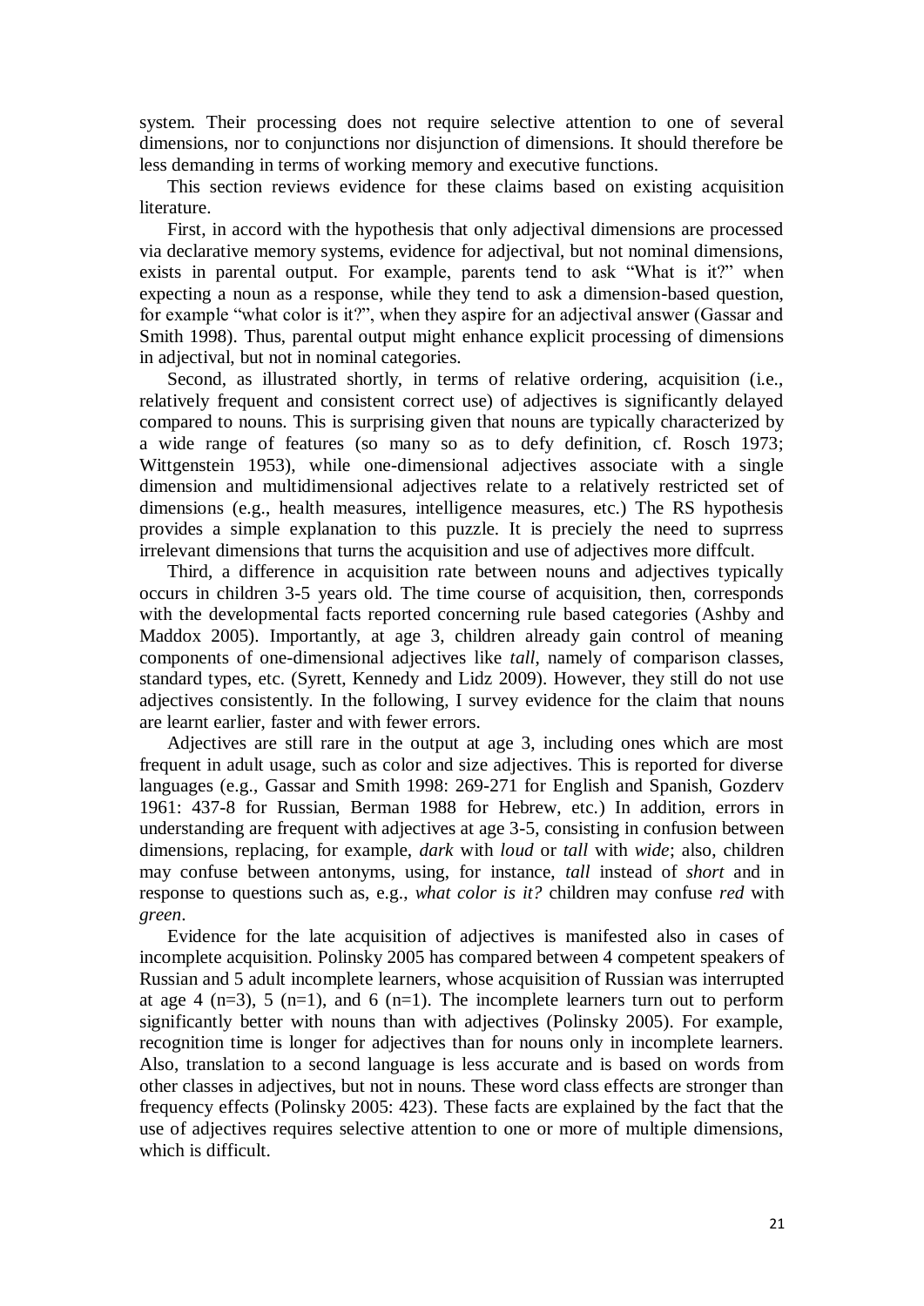system. Their processing does not require selective attention to one of several dimensions, nor to conjunctions nor disjunction of dimensions. It should therefore be less demanding in terms of working memory and executive functions.

This section reviews evidence for these claims based on existing acquisition literature.

First, in accord with the hypothesis that only adjectival dimensions are processed via declarative memory systems, evidence for adjectival, but not nominal dimensions, exists in parental output. For example, parents tend to ask "What is it?" when expecting a noun as a response, while they tend to ask a dimension-based question, for example "what color is it?", when they aspire for an adjectival answer (Gassar and Smith 1998). Thus, parental output might enhance explicit processing of dimensions in adjectival, but not in nominal categories.

Second, as illustrated shortly, in terms of relative ordering, acquisition (i.e., relatively frequent and consistent correct use) of adjectives is significantly delayed compared to nouns. This is surprising given that nouns are typically characterized by a wide range of features (so many so as to defy definition, cf. Rosch 1973; Wittgenstein 1953), while one-dimensional adjectives associate with a single dimension and multidimensional adjectives relate to a relatively restricted set of dimensions (e.g., health measures, intelligence measures, etc.) The RS hypothesis provides a simple explanation to this puzzle. It is preciely the need to suprress irrelevant dimensions that turns the acquisition and use of adjectives more diffcult.

Third, a difference in acquisition rate between nouns and adjectives typically occurs in children 3-5 years old. The time course of acquisition, then, corresponds with the developmental facts reported concerning rule based categories (Ashby and Maddox 2005). Importantly, at age 3, children already gain control of meaning components of one-dimensional adjectives like *tall*, namely of comparison classes, standard types, etc. (Syrett, Kennedy and Lidz 2009). However, they still do not use adjectives consistently. In the following, I survey evidence for the claim that nouns are learnt earlier, faster and with fewer errors.

Adjectives are still rare in the output at age 3, including ones which are most frequent in adult usage, such as color and size adjectives. This is reported for diverse languages (e.g., Gassar and Smith 1998: 269-271 for English and Spanish, Gozderv 1961: 437-8 for Russian, Berman 1988 for Hebrew, etc.) In addition, errors in understanding are frequent with adjectives at age 3-5, consisting in confusion between dimensions, replacing, for example, *dark* with *loud* or *tall* with *wide*; also, children may confuse between antonyms, using, for instance, *tall* instead of *short* and in response to questions such as, e.g., *what color is it?* children may confuse *red* with *green*.

Evidence for the late acquisition of adjectives is manifested also in cases of incomplete acquisition. Polinsky 2005 has compared between 4 competent speakers of Russian and 5 adult incomplete learners, whose acquisition of Russian was interrupted at age 4 (n=3), 5 (n=1), and 6 (n=1). The incomplete learners turn out to perform significantly better with nouns than with adjectives (Polinsky 2005). For example, recognition time is longer for adjectives than for nouns only in incomplete learners. Also, translation to a second language is less accurate and is based on words from other classes in adjectives, but not in nouns. These word class effects are stronger than frequency effects (Polinsky 2005: 423). These facts are explained by the fact that the use of adjectives requires selective attention to one or more of multiple dimensions, which is difficult.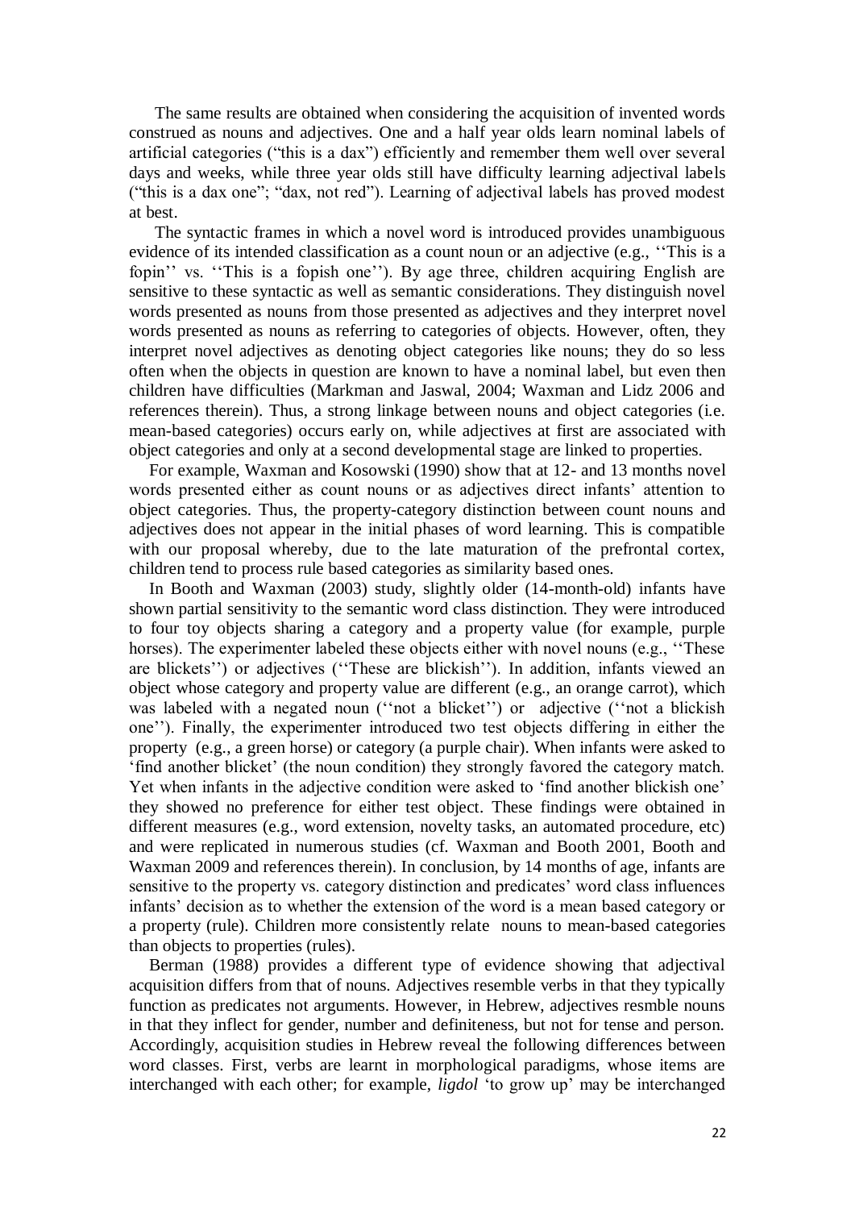The same results are obtained when considering the acquisition of invented words construed as nouns and adjectives. One and a half year olds learn nominal labels of artificial categories ("this is a dax") efficiently and remember them well over several days and weeks, while three year olds still have difficulty learning adjectival labels ("this is a dax one"; "dax, not red"). Learning of adjectival labels has proved modest at best.

The syntactic frames in which a novel word is introduced provides unambiguous evidence of its intended classification as a count noun or an adjective (e.g., ''This is a fopin'' vs. ''This is a fopish one''). By age three, children acquiring English are sensitive to these syntactic as well as semantic considerations. They distinguish novel words presented as nouns from those presented as adjectives and they interpret novel words presented as nouns as referring to categories of objects. However, often, they interpret novel adjectives as denoting object categories like nouns; they do so less often when the objects in question are known to have a nominal label, but even then children have difficulties (Markman and Jaswal, 2004; Waxman and Lidz 2006 and references therein). Thus, a strong linkage between nouns and object categories (i.e. mean-based categories) occurs early on, while adjectives at first are associated with object categories and only at a second developmental stage are linked to properties.

For example, Waxman and Kosowski (1990) show that at 12- and 13 months novel words presented either as count nouns or as adjectives direct infants' attention to object categories. Thus, the property-category distinction between count nouns and adjectives does not appear in the initial phases of word learning. This is compatible with our proposal whereby, due to the late maturation of the prefrontal cortex, children tend to process rule based categories as similarity based ones.

In Booth and Waxman (2003) study, slightly older (14-month-old) infants have shown partial sensitivity to the semantic word class distinction. They were introduced to four toy objects sharing a category and a property value (for example, purple horses). The experimenter labeled these objects either with novel nouns (e.g., ''These are blickets'') or adjectives (''These are blickish''). In addition, infants viewed an object whose category and property value are different (e.g., an orange carrot), which was labeled with a negated noun (''not a blicket'') or adjective (''not a blickish one''). Finally, the experimenter introduced two test objects differing in either the property (e.g., a green horse) or category (a purple chair). When infants were asked to 'find another blicket' (the noun condition) they strongly favored the category match. Yet when infants in the adjective condition were asked to 'find another blickish one' they showed no preference for either test object. These findings were obtained in different measures (e.g., word extension, novelty tasks, an automated procedure, etc) and were replicated in numerous studies (cf. Waxman and Booth 2001, Booth and Waxman 2009 and references therein). In conclusion, by 14 months of age, infants are sensitive to the property vs. category distinction and predicates' word class influences infants' decision as to whether the extension of the word is a mean based category or a property (rule). Children more consistently relate nouns to mean-based categories than objects to properties (rules).

Berman (1988) provides a different type of evidence showing that adjectival acquisition differs from that of nouns. Adjectives resemble verbs in that they typically function as predicates not arguments. However, in Hebrew, adjectives resmble nouns in that they inflect for gender, number and definiteness, but not for tense and person. Accordingly, acquisition studies in Hebrew reveal the following differences between word classes. First, verbs are learnt in morphological paradigms, whose items are interchanged with each other; for example, *ligdol* 'to grow up' may be interchanged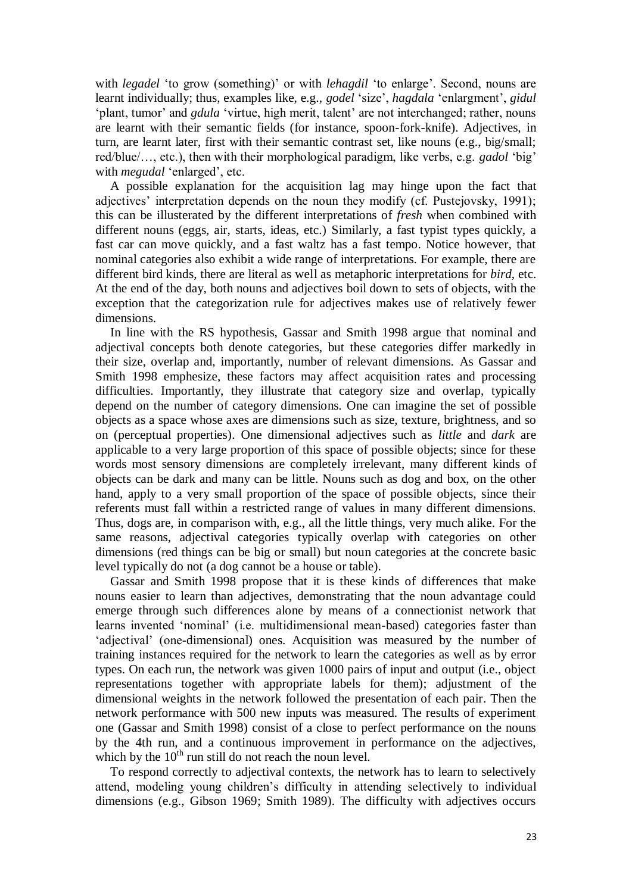with *legadel* 'to grow (something)' or with *lehagdil* 'to enlarge'. Second, nouns are learnt individually; thus, examples like, e.g., *godel* 'size', *hagdala* 'enlargment', *gidul* 'plant, tumor' and *gdula* 'virtue, high merit, talent' are not interchanged; rather, nouns are learnt with their semantic fields (for instance, spoon-fork-knife). Adjectives, in turn, are learnt later, first with their semantic contrast set, like nouns (e.g., big/small; red/blue/…, etc.), then with their morphological paradigm, like verbs, e.g. *gadol* 'big' with *megudal* 'enlarged', etc.

A possible explanation for the acquisition lag may hinge upon the fact that adjectives' interpretation depends on the noun they modify (cf. Pustejovsky, 1991); this can be illusterated by the different interpretations of *fresh* when combined with different nouns (eggs, air, starts, ideas, etc.) Similarly, a fast typist types quickly, a fast car can move quickly, and a fast waltz has a fast tempo. Notice however, that nominal categories also exhibit a wide range of interpretations. For example, there are different bird kinds, there are literal as well as metaphoric interpretations for *bird*, etc. At the end of the day, both nouns and adjectives boil down to sets of objects, with the exception that the categorization rule for adjectives makes use of relatively fewer dimensions.

In line with the RS hypothesis, Gassar and Smith 1998 argue that nominal and adjectival concepts both denote categories, but these categories differ markedly in their size, overlap and, importantly, number of relevant dimensions. As Gassar and Smith 1998 emphesize, these factors may affect acquisition rates and processing difficulties. Importantly, they illustrate that category size and overlap, typically depend on the number of category dimensions. One can imagine the set of possible objects as a space whose axes are dimensions such as size, texture, brightness, and so on (perceptual properties). One dimensional adjectives such as *little* and *dark* are applicable to a very large proportion of this space of possible objects; since for these words most sensory dimensions are completely irrelevant, many different kinds of objects can be dark and many can be little. Nouns such as dog and box, on the other hand, apply to a very small proportion of the space of possible objects, since their referents must fall within a restricted range of values in many different dimensions. Thus, dogs are, in comparison with, e.g., all the little things, very much alike. For the same reasons, adjectival categories typically overlap with categories on other dimensions (red things can be big or small) but noun categories at the concrete basic level typically do not (a dog cannot be a house or table).

Gassar and Smith 1998 propose that it is these kinds of differences that make nouns easier to learn than adjectives, demonstrating that the noun advantage could emerge through such differences alone by means of a connectionist network that learns invented 'nominal' (i.e. multidimensional mean-based) categories faster than 'adjectival' (one-dimensional) ones. Acquisition was measured by the number of training instances required for the network to learn the categories as well as by error types. On each run, the network was given 1000 pairs of input and output (i.e., object representations together with appropriate labels for them); adjustment of the dimensional weights in the network followed the presentation of each pair. Then the network performance with 500 new inputs was measured. The results of experiment one (Gassar and Smith 1998) consist of a close to perfect performance on the nouns by the 4th run, and a continuous improvement in performance on the adjectives, which by the 10th run still do not reach the noun level.

To respond correctly to adjectival contexts, the network has to learn to selectively attend, modeling young children's difficulty in attending selectively to individual dimensions (e.g., Gibson 1969; Smith 1989). The difficulty with adjectives occurs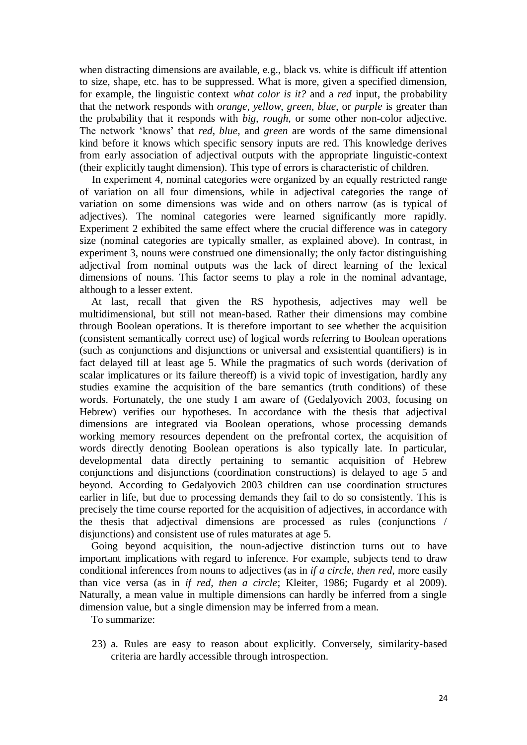when distracting dimensions are available, e.g., black vs. white is difficult iff attention to size, shape, etc. has to be suppressed. What is more, given a specified dimension, for example, the linguistic context *what color is it?* and a *red* input, the probability that the network responds with *orange*, *yellow*, *green*, *blue*, or *purple* is greater than the probability that it responds with *big*, *rough*, or some other non-color adjective. The network 'knows' that *red*, *blue*, and *green* are words of the same dimensional kind before it knows which specific sensory inputs are red. This knowledge derives from early association of adjectival outputs with the appropriate linguistic-context (their explicitly taught dimension). This type of errors is characteristic of children.

In experiment 4, nominal categories were organized by an equally restricted range of variation on all four dimensions, while in adjectival categories the range of variation on some dimensions was wide and on others narrow (as is typical of adjectives). The nominal categories were learned significantly more rapidly. Experiment 2 exhibited the same effect where the crucial difference was in category size (nominal categories are typically smaller, as explained above). In contrast, in experiment 3, nouns were construed one dimensionally; the only factor distinguishing adjectival from nominal outputs was the lack of direct learning of the lexical dimensions of nouns. This factor seems to play a role in the nominal advantage, although to a lesser extent.

At last, recall that given the RS hypothesis, adjectives may well be multidimensional, but still not mean-based. Rather their dimensions may combine through Boolean operations. It is therefore important to see whether the acquisition (consistent semantically correct use) of logical words referring to Boolean operations (such as conjunctions and disjunctions or universal and exsistential quantifiers) is in fact delayed till at least age 5. While the pragmatics of such words (derivation of scalar implicatures or its failure thereoff) is a vivid topic of investigation, hardly any studies examine the acquisition of the bare semantics (truth conditions) of these words. Fortunately, the one study I am aware of (Gedalyovich 2003, focusing on Hebrew) verifies our hypotheses. In accordance with the thesis that adjectival dimensions are integrated via Boolean operations, whose processing demands working memory resources dependent on the prefrontal cortex, the acquisition of words directly denoting Boolean operations is also typically late. In particular, developmental data directly pertaining to semantic acquisition of Hebrew conjunctions and disjunctions (coordination constructions) is delayed to age 5 and beyond. According to Gedalyovich 2003 children can use coordination structures earlier in life, but due to processing demands they fail to do so consistently. This is precisely the time course reported for the acquisition of adjectives, in accordance with the thesis that adjectival dimensions are processed as rules (conjunctions / disjunctions) and consistent use of rules maturates at age 5.

Going beyond acquisition, the noun-adjective distinction turns out to have important implications with regard to inference. For example, subjects tend to draw conditional inferences from nouns to adjectives (as in *if a circle, then red*, more easily than vice versa (as in *if red, then a circle*; Kleiter, 1986; Fugardy et al 2009). Naturally, a mean value in multiple dimensions can hardly be inferred from a single dimension value, but a single dimension may be inferred from a mean.

To summarize:

23) a. Rules are easy to reason about explicitly. Conversely, similarity-based criteria are hardly accessible through introspection.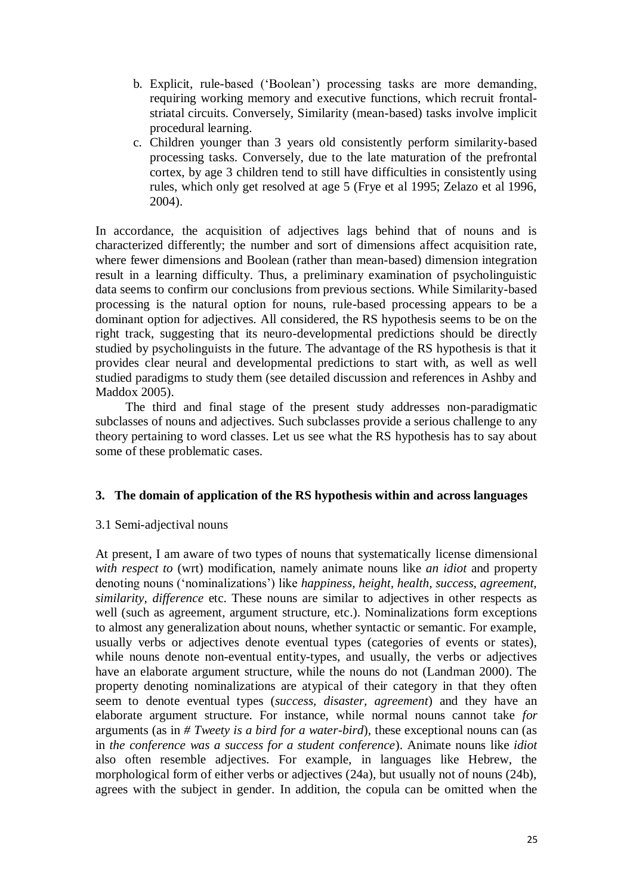b. Explicit, rule-based ('Boolean') processing tasks are more demanding, requiring working memory and executive functions, which recruit frontal-striatal circuits. Conversely, Similarity (mean-based) tasks involve implicit procedural learning.

c. Children younger than 3 years old consistently perform similarity-based processing tasks. Conversely, due to the late maturation of the prefrontal cortex, by age 3 children tend to still have difficulties in consistently using rules, which only get resolved at age 5 (Frye et al 1995; Zelazo et al 1996, 2004).

In accordance, the acquisition of adjectives lags behind that of nouns and is characterized differently; the number and sort of dimensions affect acquisition rate, where fewer dimensions and Boolean (rather than mean-based) dimension integration result in a learning difficulty. Thus, a preliminary examination of psycholinguistic data seems to confirm our conclusions from previous sections. While Similarity-based processing is the natural option for nouns, rule-based processing appears to be a dominant option for adjectives. All considered, the RS hypothesis seems to be on the right track, suggesting that its neuro-developmental predictions should be directly studied by psycholinguists in the future. The advantage of the RS hypothesis is that it provides clear neural and developmental predictions to start with, as well as well studied paradigms to study them (see detailed discussion and references in Ashby and Maddox 2005).

The third and final stage of the present study addresses non-paradigmatic subclasses of nouns and adjectives. Such subclasses provide a serious challenge to any theory pertaining to word classes. Let us see what the RS hypothesis has to say about some of these problematic cases.

## 3. The domain of application of the RS hypothesis within and across languages

### 3.1 Semi-adjectival nouns

At present, I am aware of two types of nouns that systematically license dimensional *with respect to* (wrt) modification, namely animate nouns like *an idiot* and property denoting nouns ('nominalizations') like *happiness, height, health, success, agreement, similarity, difference* etc. These nouns are similar to adjectives in other respects as well (such as agreement, argument structure, etc.). Nominalizations form exceptions to almost any generalization about nouns, whether syntactic or semantic. For example, usually verbs or adjectives denote eventual types (categories of events or states), while nouns denote non-eventual entity-types, and usually, the verbs or adjectives have an elaborate argument structure, while the nouns do not (Landman 2000). The property denoting nominalizations are atypical of their category in that they often seem to denote eventual types (*success, disaster, agreement*) and they have an elaborate argument structure. For instance, while normal nouns cannot take *for* arguments (as in *# Tweety is a bird for a water-bird*), these exceptional nouns can (as in *the conference was a success for a student conference*). Animate nouns like *idiot* also often resemble adjectives. For example, in languages like Hebrew, the morphological form of either verbs or adjectives (24a), but usually not of nouns (24b), agrees with the subject in gender. In addition, the copula can be omitted when the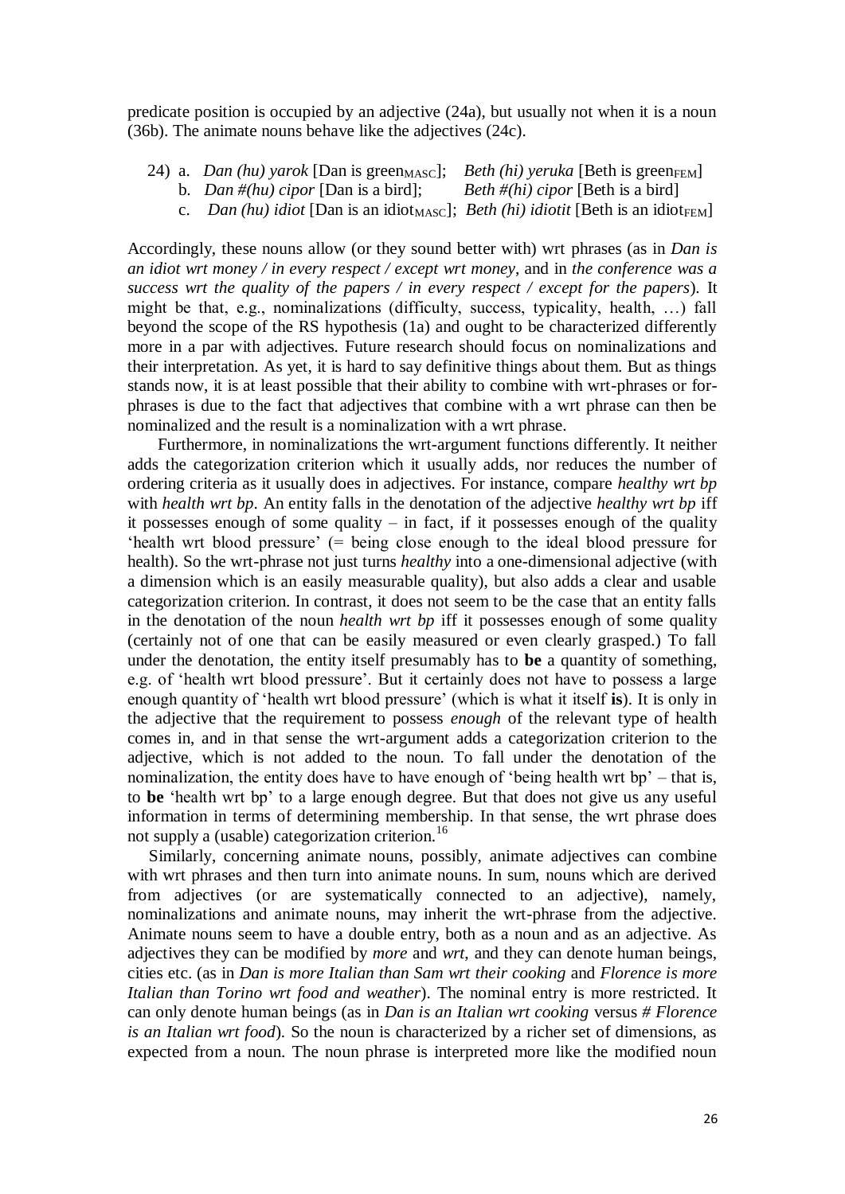predicate position is occupied by an adjective (24a), but usually not when it is a noun (36b). The animate nouns behave like the adjectives (24c).

24) a. *Dan (hu) yarok* [Dan is green$_{MASC}$]; *Beth (hi) yeruka* [Beth is green$_{FEM}$]
    b. *Dan #(hu) cipor* [Dan is a bird]; *Beth #(hi) cipor* [Beth is a bird]
    c. *Dan (hu) idiot* [Dan is an idiot$_{MASC}$]; *Beth (hi) idiotit* [Beth is an idiot$_{FEM}$]

Accordingly, these nouns allow (or they sound better with) wrt phrases (as in *Dan is an idiot wrt money / in every respect / except wrt money*, and in *the conference was a success wrt the quality of the papers / in every respect / except for the papers*). It might be that, e.g., nominalizations (difficulty, success, typicality, health, …) fall beyond the scope of the RS hypothesis (1a) and ought to be characterized differently more in a par with adjectives. Future research should focus on nominalizations and their interpretation. As yet, it is hard to say definitive things about them. But as things stands now, it is at least possible that their ability to combine with wrt-phrases or for-phrases is due to the fact that adjectives that combine with a wrt phrase can then be nominalized and the result is a nominalization with a wrt phrase.

Furthermore, in nominalizations the wrt-argument functions differently. It neither adds the categorization criterion which it usually adds, nor reduces the number of ordering criteria as it usually does in adjectives. For instance, compare *healthy wrt bp* with *health wrt bp*. An entity falls in the denotation of the adjective *healthy wrt bp* iff it possesses enough of some quality – in fact, if it possesses enough of the quality 'health wrt blood pressure' (= being close enough to the ideal blood pressure for health). So the wrt-phrase not just turns *healthy* into a one-dimensional adjective (with a dimension which is an easily measurable quality), but also adds a clear and usable categorization criterion. In contrast, it does not seem to be the case that an entity falls in the denotation of the noun *health wrt bp* iff it possesses enough of some quality (certainly not of one that can be easily measured or even clearly grasped.) To fall under the denotation, the entity itself presumably has to **be** a quantity of something, e.g. of 'health wrt blood pressure'. But it certainly does not have to possess a large enough quantity of 'health wrt blood pressure' (which is what it itself **is**). It is only in the adjective that the requirement to possess *enough* of the relevant type of health comes in, and in that sense the wrt-argument adds a categorization criterion to the adjective, which is not added to the noun. To fall under the denotation of the nominalization, the entity does have to have enough of 'being health wrt bp' – that is, to **be** 'health wrt bp' to a large enough degree. But that does not give us any useful information in terms of determining membership. In that sense, the wrt phrase does not supply a (usable) categorization criterion.[16]

Similarly, concerning animate nouns, possibly, animate adjectives can combine with wrt phrases and then turn into animate nouns. In sum, nouns which are derived from adjectives (or are systematically connected to an adjective), namely, nominalizations and animate nouns, may inherit the wrt-phrase from the adjective. Animate nouns seem to have a double entry, both as a noun and as an adjective. As adjectives they can be modified by *more* and *wrt*, and they can denote human beings, cities etc. (as in *Dan is more Italian than Sam wrt their cooking* and *Florence is more Italian than Torino wrt food and weather*). The nominal entry is more restricted. It can only denote human beings (as in *Dan is an Italian wrt cooking* versus *# Florence is an Italian wrt food*). So the noun is characterized by a richer set of dimensions, as expected from a noun. The noun phrase is interpreted more like the modified noun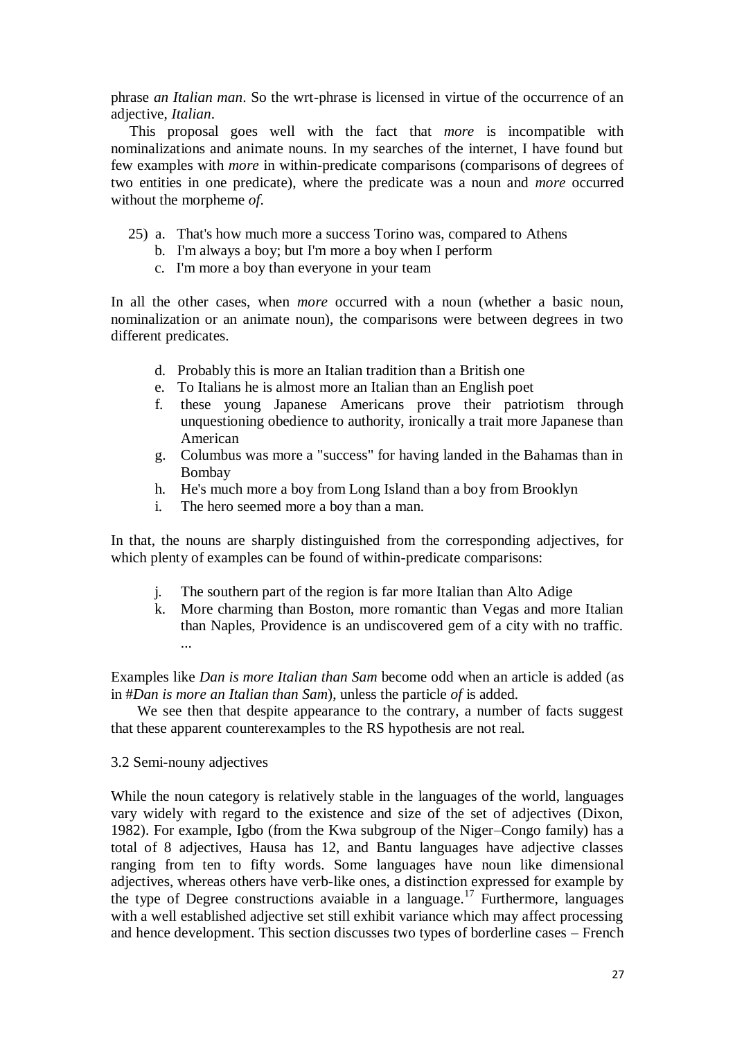phrase *an Italian man*. So the wrt-phrase is licensed in virtue of the occurrence of an adjective, *Italian*.

This proposal goes well with the fact that *more* is incompatible with nominalizations and animate nouns. In my searches of the internet, I have found but few examples with *more* in within-predicate comparisons (comparisons of degrees of two entities in one predicate), where the predicate was a noun and *more* occurred without the morpheme *of*.

25) a. That's how much more a success Torino was, compared to Athens
   b. I'm always a boy; but I'm more a boy when I perform
   c. I'm more a boy than everyone in your team

In all the other cases, when *more* occurred with a noun (whether a basic noun, nominalization or an animate noun), the comparisons were between degrees in two different predicates.

   d. Probably this is more an Italian tradition than a British one
   e. To Italians he is almost more an Italian than an English poet
   f. these young Japanese Americans prove their patriotism through unquestioning obedience to authority, ironically a trait more Japanese than American
   g. Columbus was more a "success" for having landed in the Bahamas than in Bombay
   h. He's much more a boy from Long Island than a boy from Brooklyn
   i. The hero seemed more a boy than a man.

In that, the nouns are sharply distinguished from the corresponding adjectives, for which plenty of examples can be found of within-predicate comparisons:

   j. The southern part of the region is far more Italian than Alto Adige
   k. More charming than Boston, more romantic than Vegas and more Italian than Naples, Providence is an undiscovered gem of a city with no traffic. ...

Examples like *Dan is more Italian than Sam* become odd when an article is added (as in #*Dan is more an Italian than Sam*), unless the particle *of* is added.

We see then that despite appearance to the contrary, a number of facts suggest that these apparent counterexamples to the RS hypothesis are not real.

### 3.2 Semi-nouny adjectives

While the noun category is relatively stable in the languages of the world, languages vary widely with regard to the existence and size of the set of adjectives (Dixon, 1982). For example, Igbo (from the Kwa subgroup of the Niger–Congo family) has a total of 8 adjectives, Hausa has 12, and Bantu languages have adjective classes ranging from ten to fifty words. Some languages have noun like dimensional adjectives, whereas others have verb-like ones, a distinction expressed for example by the type of Degree constructions avaiable in a language.[17] Furthermore, languages with a well established adjective set still exhibit variance which may affect processing and hence development. This section discusses two types of borderline cases – French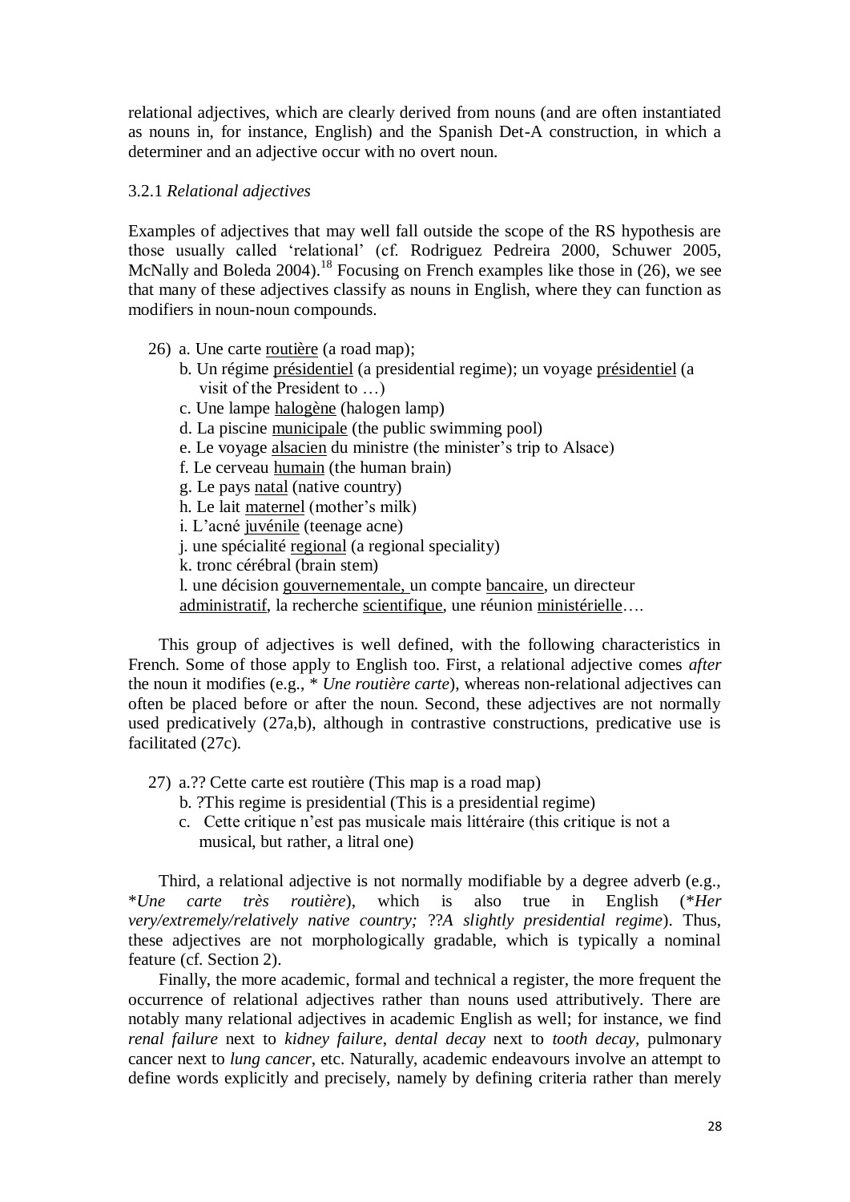relational adjectives, which are clearly derived from nouns (and are often instantiated as nouns in, for instance, English) and the Spanish Det-A construction, in which a determiner and an adjective occur with no overt noun.

### 3.2.1 *Relational adjectives*

Examples of adjectives that may well fall outside the scope of the RS hypothesis are those usually called 'relational' (cf. Rodriguez Pedreira 2000, Schuwer 2005, McNally and Boleda 2004).[18] Focusing on French examples like those in (26), we see that many of these adjectives classify as nouns in English, where they can function as modifiers in noun-noun compounds.

26) a. Une carte <u>routière</u> (a road map);  
b. Un régime <u>présidentiel</u> (a presidential regime); un voyage <u>présidentiel</u> (a visit of the President to …)  
c. Une lampe <u>halogène</u> (halogen lamp)  
d. La piscine <u>municipale</u> (the public swimming pool)  
e. Le voyage <u>alsacien</u> du ministre (the minister's trip to Alsace)  
f. Le cerveau <u>humain</u> (the human brain)  
g. Le pays <u>natal</u> (native country)  
h. Le lait <u>maternel</u> (mother's milk)  
i. L'acné <u>juvénile</u> (teenage acne)  
j. une spécialité <u>regional</u> (a regional speciality)  
k. tronc cérébral (brain stem)  
l. une décision <u>gouvernementale,</u> un compte <u>bancaire</u>, un directeur <u>administratif</u>, la recherche <u>scientifique</u>, une réunion <u>ministérielle</u>….

This group of adjectives is well defined, with the following characteristics in French. Some of those apply to English too. First, a relational adjective comes *after* the noun it modifies (e.g., * *Une routière carte*), whereas non-relational adjectives can often be placed before or after the noun. Second, these adjectives are not normally used predicatively (27a,b), although in contrastive constructions, predicative use is facilitated (27c).

27) a.?? Cette carte est routière (This map is a road map)  
b. ?This regime is presidential (This is a presidential regime)  
c. Cette critique n'est pas musicale mais littéraire (this critique is not a musical, but rather, a litral one)

Third, a relational adjective is not normally modifiable by a degree adverb (e.g., \**Une carte très routière*), which is also true in English (\**Her very/extremely/relatively native country;* ??*A slightly presidential regime*). Thus, these adjectives are not morphologically gradable, which is typically a nominal feature (cf. Section 2).

Finally, the more academic, formal and technical a register, the more frequent the occurrence of relational adjectives rather than nouns used attributively. There are notably many relational adjectives in academic English as well; for instance, we find *renal failure* next to *kidney failure*, *dental decay* next to *tooth decay*, pulmonary cancer next to *lung cancer*, etc. Naturally, academic endeavours involve an attempt to define words explicitly and precisely, namely by defining criteria rather than merely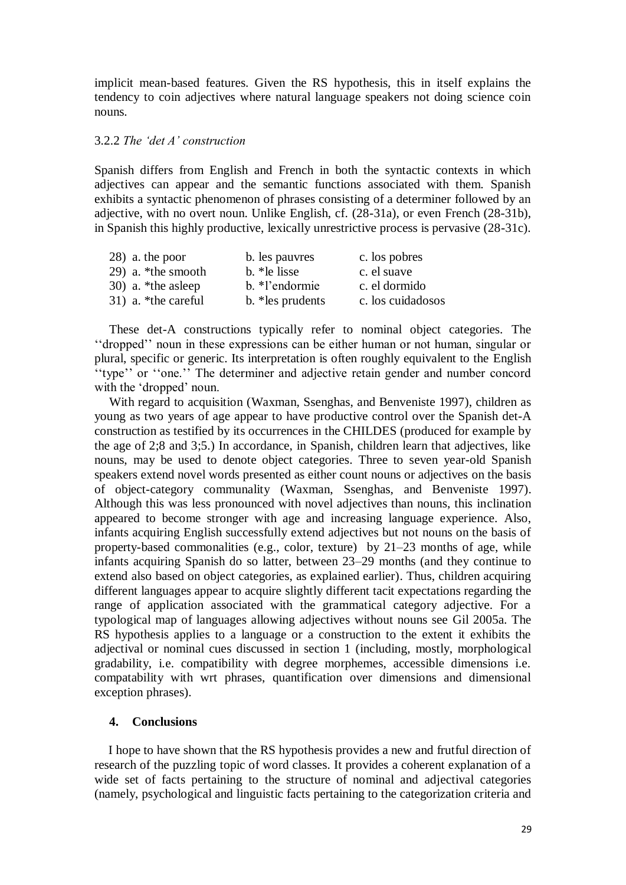implicit mean-based features. Given the RS hypothesis, this in itself explains the tendency to coin adjectives where natural language speakers not doing science coin nouns.

### 3.2.2 *The 'det A' construction*

Spanish differs from English and French in both the syntactic contexts in which adjectives can appear and the semantic functions associated with them. Spanish exhibits a syntactic phenomenon of phrases consisting of a determiner followed by an adjective, with no overt noun. Unlike English, cf. (28-31a), or even French (28-31b), in Spanish this highly productive, lexically unrestrictive process is pervasive (28-31c).

| | | |
|---|---|---|
| 28) a. the poor | b. les pauvres | c. los pobres |
| 29) a. *the smooth | b. *le lisse | c. el suave |
| 30) a. *the asleep | b. *l'endormie | c. el dormido |
| 31) a. *the careful | b. *les prudents | c. los cuidadosos |

These det-A constructions typically refer to nominal object categories. The ''dropped'' noun in these expressions can be either human or not human, singular or plural, specific or generic. Its interpretation is often roughly equivalent to the English ''type'' or ''one.'' The determiner and adjective retain gender and number concord with the 'dropped' noun.

With regard to acquisition (Waxman, Ssenghas, and Benveniste 1997), children as young as two years of age appear to have productive control over the Spanish det-A construction as testified by its occurrences in the CHILDES (produced for example by the age of 2;8 and 3;5.) In accordance, in Spanish, children learn that adjectives, like nouns, may be used to denote object categories. Three to seven year-old Spanish speakers extend novel words presented as either count nouns or adjectives on the basis of object-category communality (Waxman, Ssenghas, and Benveniste 1997). Although this was less pronounced with novel adjectives than nouns, this inclination appeared to become stronger with age and increasing language experience. Also, infants acquiring English successfully extend adjectives but not nouns on the basis of property-based commonalities (e.g., color, texture) by 21–23 months of age, while infants acquiring Spanish do so latter, between 23–29 months (and they continue to extend also based on object categories, as explained earlier). Thus, children acquiring different languages appear to acquire slightly different tacit expectations regarding the range of application associated with the grammatical category adjective. For a typological map of languages allowing adjectives without nouns see Gil 2005a. The RS hypothesis applies to a language or a construction to the extent it exhibits the adjectival or nominal cues discussed in section 1 (including, mostly, morphological gradability, i.e. compatibility with degree morphemes, accessible dimensions i.e. compatability with wrt phrases, quantification over dimensions and dimensional exception phrases).

## 4. Conclusions

I hope to have shown that the RS hypothesis provides a new and frutful direction of research of the puzzling topic of word classes. It provides a coherent explanation of a wide set of facts pertaining to the structure of nominal and adjectival categories (namely, psychological and linguistic facts pertaining to the categorization criteria and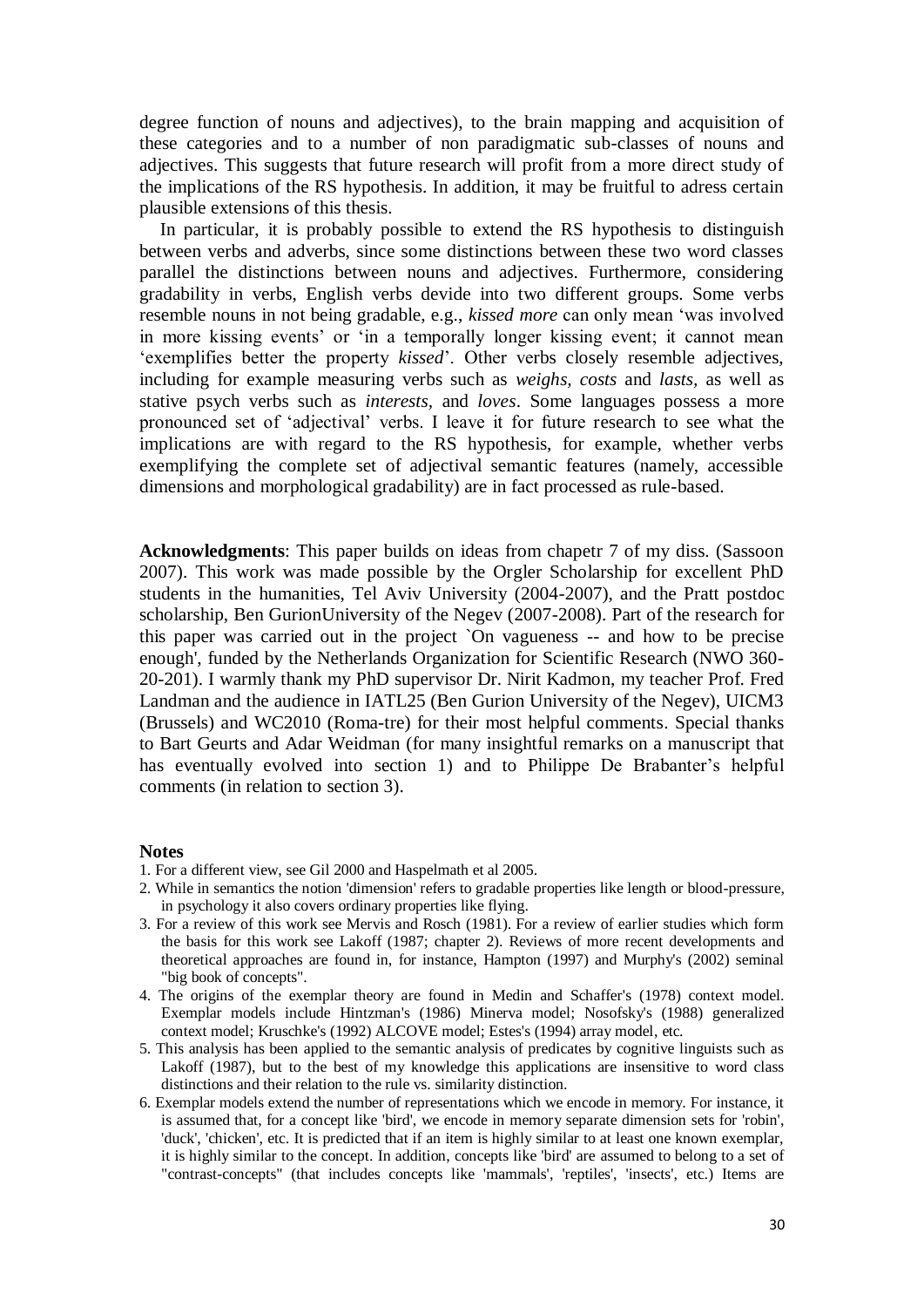degree function of nouns and adjectives), to the brain mapping and acquisition of these categories and to a number of non paradigmatic sub-classes of nouns and adjectives. This suggests that future research will profit from a more direct study of the implications of the RS hypothesis. In addition, it may be fruitful to adress certain plausible extensions of this thesis.

In particular, it is probably possible to extend the RS hypothesis to distinguish between verbs and adverbs, since some distinctions between these two word classes parallel the distinctions between nouns and adjectives. Furthermore, considering gradability in verbs, English verbs devide into two different groups. Some verbs resemble nouns in not being gradable, e.g., *kissed more* can only mean 'was involved in more kissing events' or 'in a temporally longer kissing event; it cannot mean 'exemplifies better the property *kissed*'. Other verbs closely resemble adjectives, including for example measuring verbs such as *weighs*, *costs* and *lasts*, as well as stative psych verbs such as *interests*, and *loves*. Some languages possess a more pronounced set of 'adjectival' verbs. I leave it for future research to see what the implications are with regard to the RS hypothesis, for example, whether verbs exemplifying the complete set of adjectival semantic features (namely, accessible dimensions and morphological gradability) are in fact processed as rule-based.

**Acknowledgments**: This paper builds on ideas from chapetr 7 of my diss. (Sassoon 2007). This work was made possible by the Orgler Scholarship for excellent PhD students in the humanities, Tel Aviv University (2004-2007), and the Pratt postdoc scholarship, Ben GurionUniversity of the Negev (2007-2008). Part of the research for this paper was carried out in the project `On vagueness -- and how to be precise enough', funded by the Netherlands Organization for Scientific Research (NWO 360-20-201). I warmly thank my PhD supervisor Dr. Nirit Kadmon, my teacher Prof. Fred Landman and the audience in IATL25 (Ben Gurion University of the Negev), UICM3 (Brussels) and WC2010 (Roma-tre) for their most helpful comments. Special thanks to Bart Geurts and Adar Weidman (for many insightful remarks on a manuscript that has eventually evolved into section 1) and to Philippe De Brabanter's helpful comments (in relation to section 3).

## Notes

1. For a different view, see Gil 2000 and Haspelmath et al 2005.
2. While in semantics the notion 'dimension' refers to gradable properties like length or blood-pressure, in psychology it also covers ordinary properties like flying.
3. For a review of this work see Mervis and Rosch (1981). For a review of earlier studies which form the basis for this work see Lakoff (1987; chapter 2). Reviews of more recent developments and theoretical approaches are found in, for instance, Hampton (1997) and Murphy's (2002) seminal "big book of concepts".
4. The origins of the exemplar theory are found in Medin and Schaffer's (1978) context model. Exemplar models include Hintzman's (1986) Minerva model; Nosofsky's (1988) generalized context model; Kruschke's (1992) ALCOVE model; Estes's (1994) array model, etc.
5. This analysis has been applied to the semantic analysis of predicates by cognitive linguists such as Lakoff (1987), but to the best of my knowledge this applications are insensitive to word class distinctions and their relation to the rule vs. similarity distinction.
6. Exemplar models extend the number of representations which we encode in memory. For instance, it is assumed that, for a concept like 'bird', we encode in memory separate dimension sets for 'robin', 'duck', 'chicken', etc. It is predicted that if an item is highly similar to at least one known exemplar, it is highly similar to the concept. In addition, concepts like 'bird' are assumed to belong to a set of "contrast-concepts" (that includes concepts like 'mammals', 'reptiles', 'insects', etc.) Items are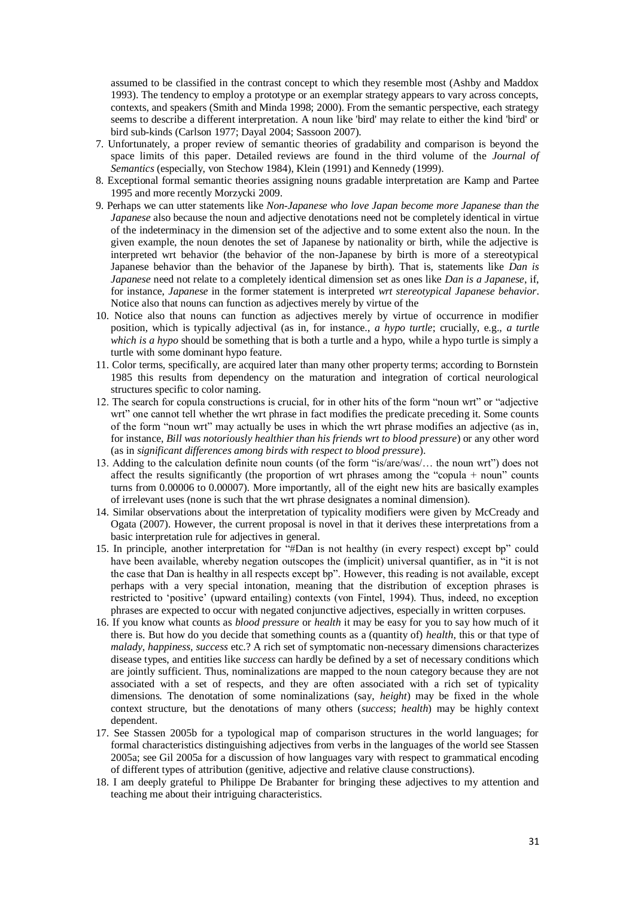assumed to be classified in the contrast concept to which they resemble most (Ashby and Maddox 1993). The tendency to employ a prototype or an exemplar strategy appears to vary across concepts, contexts, and speakers (Smith and Minda 1998; 2000). From the semantic perspective, each strategy seems to describe a different interpretation. A noun like 'bird' may relate to either the kind 'bird' or bird sub-kinds (Carlson 1977; Dayal 2004; Sassoon 2007).

7. Unfortunately, a proper review of semantic theories of gradability and comparison is beyond the space limits of this paper. Detailed reviews are found in the third volume of the *Journal of Semantics* (especially, von Stechow 1984), Klein (1991) and Kennedy (1999).
8. Exceptional formal semantic theories assigning nouns gradable interpretation are Kamp and Partee 1995 and more recently Morzycki 2009.
9. Perhaps we can utter statements like *Non-Japanese who love Japan become more Japanese than the Japanese* also because the noun and adjective denotations need not be completely identical in virtue of the indeterminacy in the dimension set of the adjective and to some extent also the noun. In the given example, the noun denotes the set of Japanese by nationality or birth, while the adjective is interpreted wrt behavior (the behavior of the non-Japanese by birth is more of a stereotypical Japanese behavior than the behavior of the Japanese by birth). That is, statements like *Dan is Japanese* need not relate to a completely identical dimension set as ones like *Dan is a Japanese*, if, for instance, *Japanese* in the former statement is interpreted *wrt stereotypical Japanese behavior*. Notice also that nouns can function as adjectives merely by virtue of the
10. Notice also that nouns can function as adjectives merely by virtue of occurrence in modifier position, which is typically adjectival (as in, for instance., *a hypo turtle*; crucially, e.g., *a turtle which is a hypo* should be something that is both a turtle and a hypo, while a hypo turtle is simply a turtle with some dominant hypo feature.
11. Color terms, specifically, are acquired later than many other property terms; according to Bornstein 1985 this results from dependency on the maturation and integration of cortical neurological structures specific to color naming.
12. The search for copula constructions is crucial, for in other hits of the form "noun wrt" or "adjective wrt" one cannot tell whether the wrt phrase in fact modifies the predicate preceding it. Some counts of the form "noun wrt" may actually be uses in which the wrt phrase modifies an adjective (as in, for instance, *Bill was notoriously healthier than his friends wrt to blood pressure*) or any other word (as in *significant differences among birds with respect to blood pressure*).
13. Adding to the calculation definite noun counts (of the form "is/are/was/… the noun wrt") does not affect the results significantly (the proportion of wrt phrases among the "copula + noun" counts turns from 0.00006 to 0.00007). More importantly, all of the eight new hits are basically examples of irrelevant uses (none is such that the wrt phrase designates a nominal dimension).
14. Similar observations about the interpretation of typicality modifiers were given by McCready and Ogata (2007). However, the current proposal is novel in that it derives these interpretations from a basic interpretation rule for adjectives in general.
15. In principle, another interpretation for "#Dan is not healthy (in every respect) except bp" could have been available, whereby negation outscopes the (implicit) universal quantifier, as in "it is not the case that Dan is healthy in all respects except bp". However, this reading is not available, except perhaps with a very special intonation, meaning that the distribution of exception phrases is restricted to 'positive' (upward entailing) contexts (von Fintel, 1994). Thus, indeed, no exception phrases are expected to occur with negated conjunctive adjectives, especially in written corpuses.
16. If you know what counts as *blood pressure* or *health* it may be easy for you to say how much of it there is. But how do you decide that something counts as a (quantity of) *health*, this or that type of *malady*, *happiness*, *success* etc.? A rich set of symptomatic non-necessary dimensions characterizes disease types, and entities like *success* can hardly be defined by a set of necessary conditions which are jointly sufficient. Thus, nominalizations are mapped to the noun category because they are not associated with a set of respects, and they are often associated with a rich set of typicality dimensions. The denotation of some nominalizations (say, *height*) may be fixed in the whole context structure, but the denotations of many others (*success*; *health*) may be highly context dependent.
17. See Stassen 2005b for a typological map of comparison structures in the world languages; for formal characteristics distinguishing adjectives from verbs in the languages of the world see Stassen 2005a; see Gil 2005a for a discussion of how languages vary with respect to grammatical encoding of different types of attribution (genitive, adjective and relative clause constructions).
18. I am deeply grateful to Philippe De Brabanter for bringing these adjectives to my attention and teaching me about their intriguing characteristics.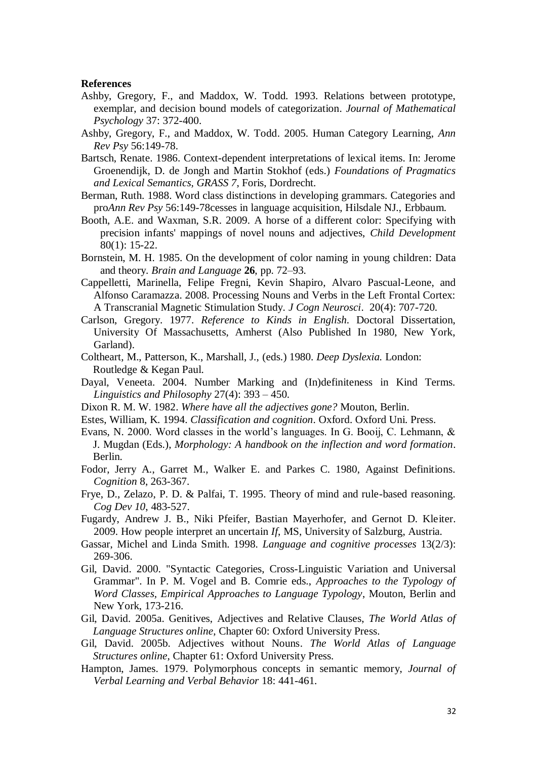**References**

Ashby, Gregory, F., and Maddox, W. Todd. 1993. Relations between prototype, exemplar, and decision bound models of categorization. *Journal of Mathematical Psychology* 37: 372-400.

Ashby, Gregory, F., and Maddox, W. Todd. 2005. Human Category Learning, *Ann Rev Psy* 56:149-78.

Bartsch, Renate. 1986. Context-dependent interpretations of lexical items. In: Jerome Groenendijk, D. de Jongh and Martin Stokhof (eds.) *Foundations of Pragmatics and Lexical Semantics, GRASS 7*, Foris, Dordrecht.

Berman, Ruth. 1988. Word class distinctions in developing grammars. Categories and pro*Ann Rev Psy* 56:149-78cesses in language acquisition, Hilsdale NJ., Erbbaum.

Booth, A.E. and Waxman, S.R. 2009. A horse of a different color: Specifying with precision infants' mappings of novel nouns and adjectives, *Child Development* 80(1): 15-22.

Bornstein, M. H. 1985. On the development of color naming in young children: Data and theory. *Brain and Language* **26**, pp. 72–93.

Cappelletti, Marinella, Felipe Fregni, Kevin Shapiro, Alvaro Pascual-Leone, and Alfonso Caramazza. 2008. Processing Nouns and Verbs in the Left Frontal Cortex: A Transcranial Magnetic Stimulation Study. *J Cogn Neurosci*. 20(4): 707-720.

Carlson, Gregory. 1977. *Reference to Kinds in English*. Doctoral Dissertation, University Of Massachusetts, Amherst (Also Published In 1980, New York, Garland).

Coltheart, M., Patterson, K., Marshall, J., (eds.) 1980. *Deep Dyslexia.* London: Routledge & Kegan Paul.

Dayal, Veneeta. 2004. Number Marking and (In)definiteness in Kind Terms. *Linguistics and Philosophy* 27(4): 393 – 450.

Dixon R. M. W. 1982. *Where have all the adjectives gone?* Mouton, Berlin.

Estes, William, K. 1994. *Classification and cognition*. Oxford. Oxford Uni. Press.

Evans, N. 2000. Word classes in the world's languages. In G. Booij, C. Lehmann, & J. Mugdan (Eds.), *Morphology: A handbook on the inflection and word formation*. Berlin.

Fodor, Jerry A., Garret M., Walker E. and Parkes C. 1980, Against Definitions. *Cognition* 8, 263-367.

Frye, D., Zelazo, P. D. & Palfai, T. 1995. Theory of mind and rule-based reasoning. *Cog Dev 10*, 483-527.

Fugardy, Andrew J. B., Niki Pfeifer, Bastian Mayerhofer, and Gernot D. Kleiter. 2009. How people interpret an uncertain *If*, MS, University of Salzburg, Austria.

Gassar, Michel and Linda Smith. 1998. *Language and cognitive processes* 13(2/3): 269-306.

Gil, David. 2000. "Syntactic Categories, Cross-Linguistic Variation and Universal Grammar". In P. M. Vogel and B. Comrie eds., *Approaches to the Typology of Word Classes, Empirical Approaches to Language Typology*, Mouton, Berlin and New York, 173-216.

Gil, David. 2005a. Genitives, Adjectives and Relative Clauses, *The World Atlas of Language Structures online*, Chapter 60: Oxford University Press.

Gil, David. 2005b. Adjectives without Nouns. *The World Atlas of Language Structures online*, Chapter 61: Oxford University Press.

Hampton, James. 1979. Polymorphous concepts in semantic memory, *Journal of Verbal Learning and Verbal Behavior* 18: 441-461.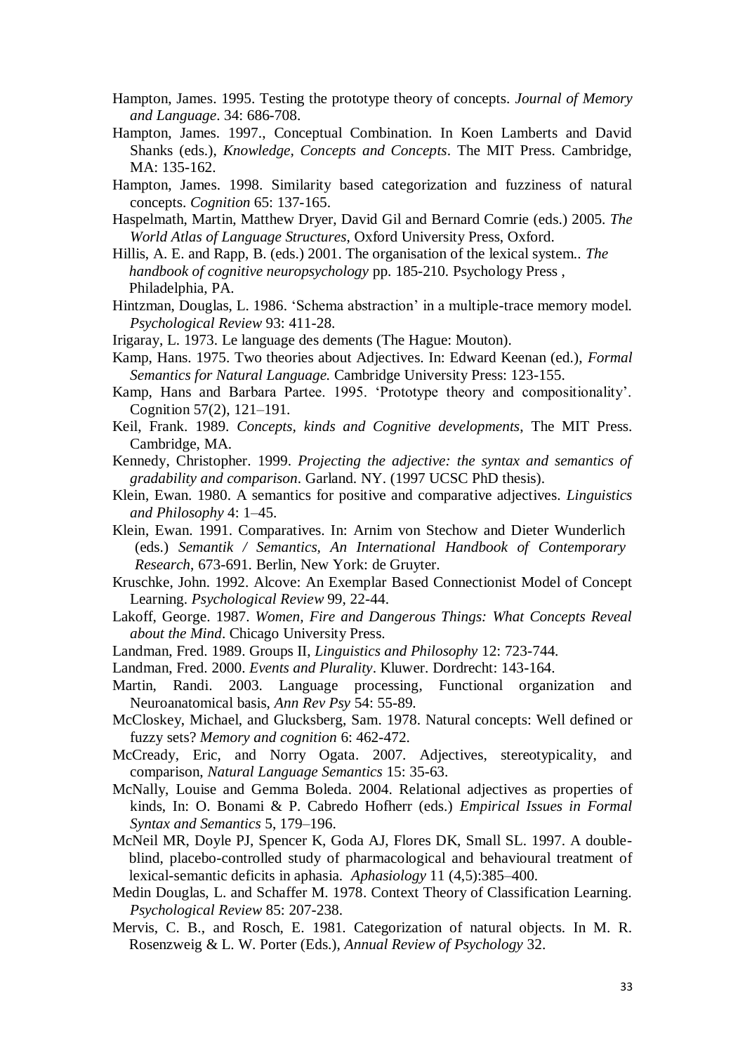Hampton, James. 1995. Testing the prototype theory of concepts. *Journal of Memory and Language*. 34: 686-708.

Hampton, James. 1997., Conceptual Combination. In Koen Lamberts and David Shanks (eds.), *Knowledge, Concepts and Concepts*. The MIT Press. Cambridge, MA: 135-162.

Hampton, James. 1998. Similarity based categorization and fuzziness of natural concepts. *Cognition* 65: 137-165.

Haspelmath, Martin, Matthew Dryer, David Gil and Bernard Comrie (eds.) 2005. *The World Atlas of Language Structures*, Oxford University Press, Oxford.

Hillis, A. E. and Rapp, B. (eds.) 2001. The organisation of the lexical system.. *The handbook of cognitive neuropsychology* pp. 185-210. Psychology Press , Philadelphia, PA.

Hintzman, Douglas, L. 1986. 'Schema abstraction' in a multiple-trace memory model. *Psychological Review* 93: 411-28.

Irigaray, L. 1973. Le language des dements (The Hague: Mouton).

Kamp, Hans. 1975. Two theories about Adjectives. In: Edward Keenan (ed.), *Formal Semantics for Natural Language.* Cambridge University Press: 123-155.

Kamp, Hans and Barbara Partee. 1995. 'Prototype theory and compositionality'. Cognition 57(2), 121–191.

Keil, Frank. 1989. *Concepts, kinds and Cognitive developments*, The MIT Press. Cambridge, MA.

Kennedy, Christopher. 1999. *Projecting the adjective: the syntax and semantics of gradability and comparison*. Garland. NY. (1997 UCSC PhD thesis).

Klein, Ewan. 1980. A semantics for positive and comparative adjectives. *Linguistics and Philosophy* 4: 1–45.

Klein, Ewan. 1991. Comparatives. In: Arnim von Stechow and Dieter Wunderlich (eds.) *Semantik / Semantics, An International Handbook of Contemporary Research*, 673-691. Berlin, New York: de Gruyter.

Kruschke, John. 1992. Alcove: An Exemplar Based Connectionist Model of Concept Learning. *Psychological Review* 99, 22-44.

Lakoff, George. 1987. *Women, Fire and Dangerous Things: What Concepts Reveal about the Mind*. Chicago University Press.

Landman, Fred. 1989. Groups II, *Linguistics and Philosophy* 12: 723-744.

Landman, Fred. 2000. *Events and Plurality*. Kluwer. Dordrecht: 143-164.

Martin, Randi. 2003. Language processing, Functional organization and Neuroanatomical basis, *Ann Rev Psy* 54: 55-89.

McCloskey, Michael, and Glucksberg, Sam. 1978. Natural concepts: Well defined or fuzzy sets? *Memory and cognition* 6: 462-472.

McCready, Eric, and Norry Ogata. 2007. Adjectives, stereotypicality, and comparison, *Natural Language Semantics* 15: 35-63.

McNally, Louise and Gemma Boleda. 2004. Relational adjectives as properties of kinds, In: O. Bonami & P. Cabredo Hofherr (eds.) *Empirical Issues in Formal Syntax and Semantics* 5, 179–196.

McNeil MR, Doyle PJ, Spencer K, Goda AJ, Flores DK, Small SL. 1997. A double-blind, placebo-controlled study of pharmacological and behavioural treatment of lexical-semantic deficits in aphasia. *Aphasiology* 11 (4,5):385–400.

Medin Douglas, L. and Schaffer M. 1978. Context Theory of Classification Learning. *Psychological Review* 85: 207-238.

Mervis, C. B., and Rosch, E. 1981. Categorization of natural objects. In M. R. Rosenzweig & L. W. Porter (Eds.), *Annual Review of Psychology* 32.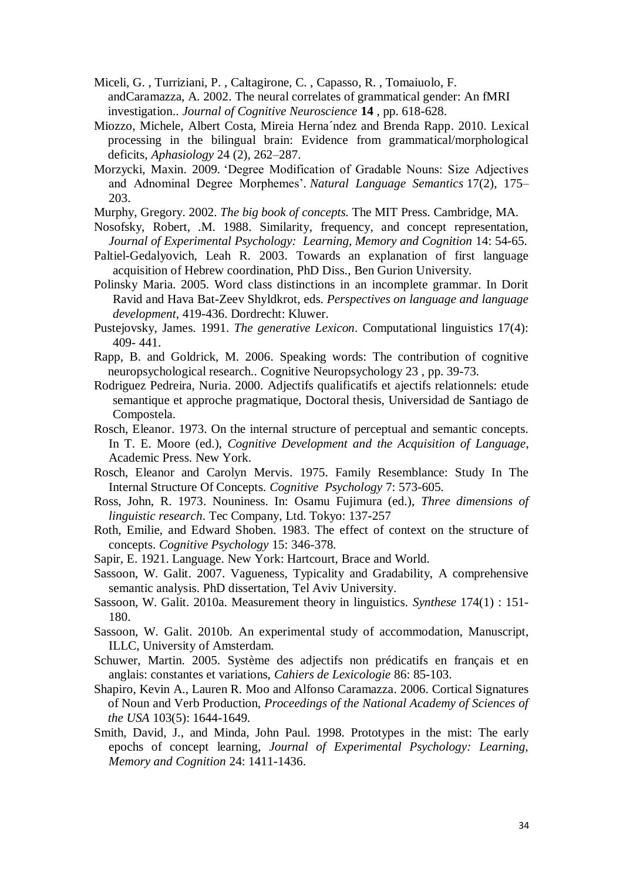Miceli, G. , Turriziani, P. , Caltagirone, C. , Capasso, R. , Tomaiuolo, F. andCaramazza, A. 2002. The neural correlates of grammatical gender: An fMRI investigation.. *Journal of Cognitive Neuroscience* **14** , pp. 618-628.

Miozzo, Michele, Albert Costa, Mireia Herna´ndez and Brenda Rapp. 2010. Lexical processing in the bilingual brain: Evidence from grammatical/morphological deficits, *Aphasiology* 24 (2), 262–287.

Morzycki, Maxin. 2009. 'Degree Modification of Gradable Nouns: Size Adjectives and Adnominal Degree Morphemes'. *Natural Language Semantics* 17(2), 175–203.

Murphy, Gregory. 2002. *The big book of concepts.* The MIT Press. Cambridge, MA.

Nosofsky, Robert, .M. 1988. Similarity, frequency, and concept representation, *Journal of Experimental Psychology: Learning, Memory and Cognition* 14: 54-65.

Paltiel-Gedalyovich, Leah R. 2003. Towards an explanation of first language acquisition of Hebrew coordination, PhD Diss., Ben Gurion University.

Polinsky Maria. 2005. Word class distinctions in an incomplete grammar. In Dorit Ravid and Hava Bat-Zeev Shyldkrot, eds. *Perspectives on language and language development*, 419-436. Dordrecht: Kluwer.

Pustejovsky, James. 1991. *The generative Lexicon*. Computational linguistics 17(4): 409- 441.

Rapp, B. and Goldrick, M. 2006. Speaking words: The contribution of cognitive neuropsychological research.. Cognitive Neuropsychology 23 , pp. 39-73.

Rodriguez Pedreira, Nuria. 2000. Adjectifs qualificatifs et ajectifs relationnels: etude semantique et approche pragmatique, Doctoral thesis, Universidad de Santiago de Compostela.

Rosch, Eleanor. 1973. On the internal structure of perceptual and semantic concepts. In T. E. Moore (ed.), *Cognitive Development and the Acquisition of Language*, Academic Press. New York.

Rosch, Eleanor and Carolyn Mervis. 1975. Family Resemblance: Study In The Internal Structure Of Concepts. *Cognitive Psychology* 7: 573-605.

Ross, John, R. 1973. Nouniness. In: Osamu Fujimura (ed.), *Three dimensions of linguistic research*. Tec Company, Ltd. Tokyo: 137-257

Roth, Emilie, and Edward Shoben. 1983. The effect of context on the structure of concepts. *Cognitive Psychology* 15: 346-378.

Sapir, E. 1921. Language. New York: Hartcourt, Brace and World.

Sassoon, W. Galit. 2007. Vagueness, Typicality and Gradability, A comprehensive semantic analysis. PhD dissertation, Tel Aviv University.

Sassoon, W. Galit. 2010a. Measurement theory in linguistics. *Synthese* 174(1) : 151-180.

Sassoon, W. Galit. 2010b. An experimental study of accommodation, Manuscript, ILLC, University of Amsterdam.

Schuwer, Martin. 2005. Système des adjectifs non prédicatifs en français et en anglais: constantes et variations, *Cahiers de Lexicologie* 86: 85-103.

Shapiro, Kevin A., Lauren R. Moo and Alfonso Caramazza. 2006. Cortical Signatures of Noun and Verb Production, *Proceedings of the National Academy of Sciences of the USA* 103(5): 1644-1649.

Smith, David, J., and Minda, John Paul. 1998. Prototypes in the mist: The early epochs of concept learning, *Journal of Experimental Psychology: Learning, Memory and Cognition* 24: 1411-1436.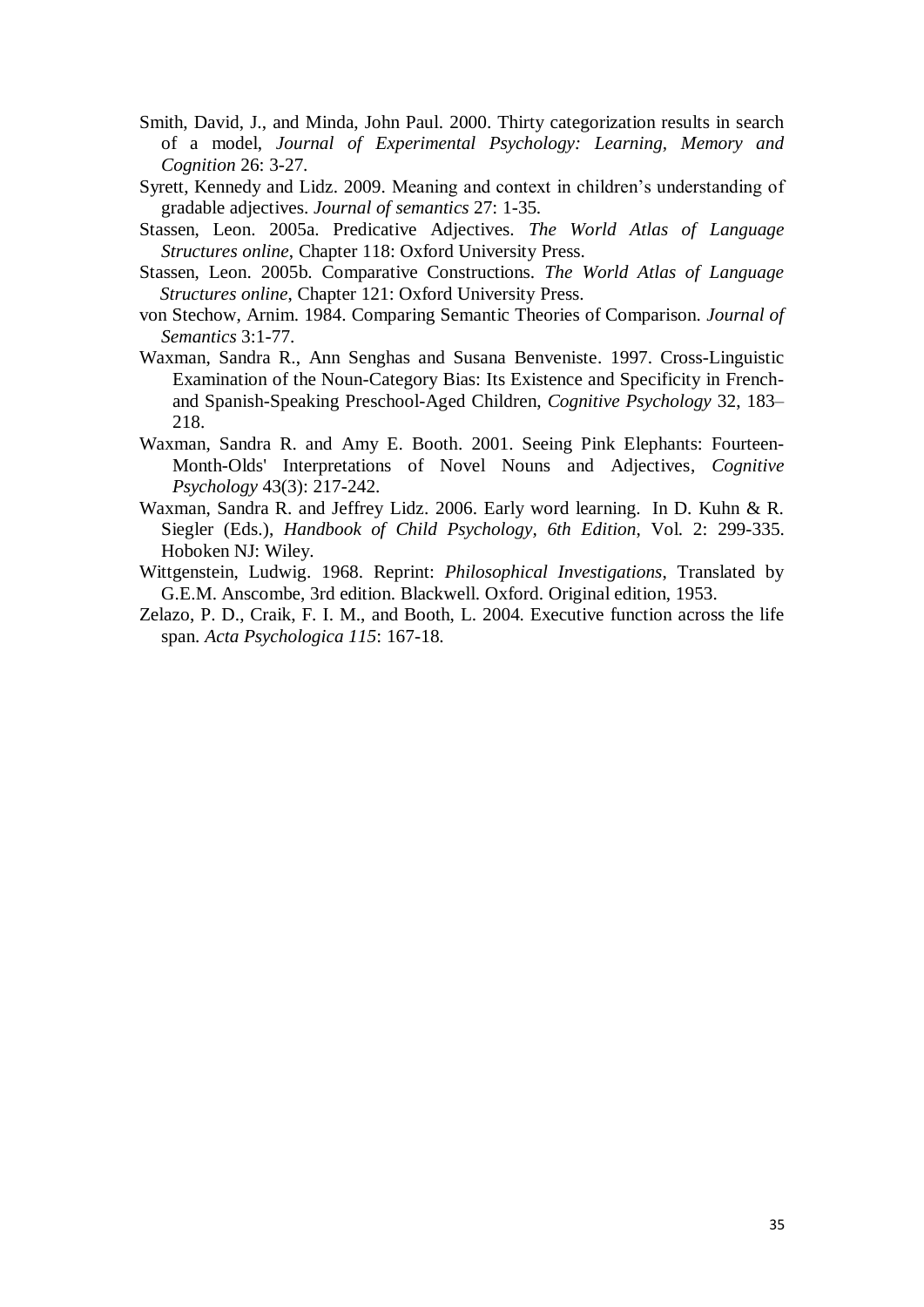Smith, David, J., and Minda, John Paul. 2000. Thirty categorization results in search of a model, *Journal of Experimental Psychology: Learning, Memory and Cognition* 26: 3-27.

Syrett, Kennedy and Lidz. 2009. Meaning and context in children's understanding of gradable adjectives. *Journal of semantics* 27: 1-35.

Stassen, Leon. 2005a. Predicative Adjectives. *The World Atlas of Language Structures online*, Chapter 118: Oxford University Press.

Stassen, Leon. 2005b. Comparative Constructions. *The World Atlas of Language Structures online*, Chapter 121: Oxford University Press.

von Stechow, Arnim. 1984. Comparing Semantic Theories of Comparison. *Journal of Semantics* 3:1-77.

Waxman, Sandra R., Ann Senghas and Susana Benveniste. 1997. Cross-Linguistic Examination of the Noun-Category Bias: Its Existence and Specificity in French- and Spanish-Speaking Preschool-Aged Children, *Cognitive Psychology* 32, 183–218.

Waxman, Sandra R. and Amy E. Booth. 2001. Seeing Pink Elephants: Fourteen-Month-Olds' Interpretations of Novel Nouns and Adjectives, *Cognitive Psychology* 43(3): 217-242.

Waxman, Sandra R. and Jeffrey Lidz. 2006. Early word learning. In D. Kuhn & R. Siegler (Eds.), *Handbook of Child Psychology, 6th Edition*, Vol. 2: 299-335. Hoboken NJ: Wiley.

Wittgenstein, Ludwig. 1968. Reprint: *Philosophical Investigations*, Translated by G.E.M. Anscombe, 3rd edition. Blackwell. Oxford. Original edition, 1953.

Zelazo, P. D., Craik, F. I. M., and Booth, L. 2004. Executive function across the life span. *Acta Psychologica 115*: 167-18.